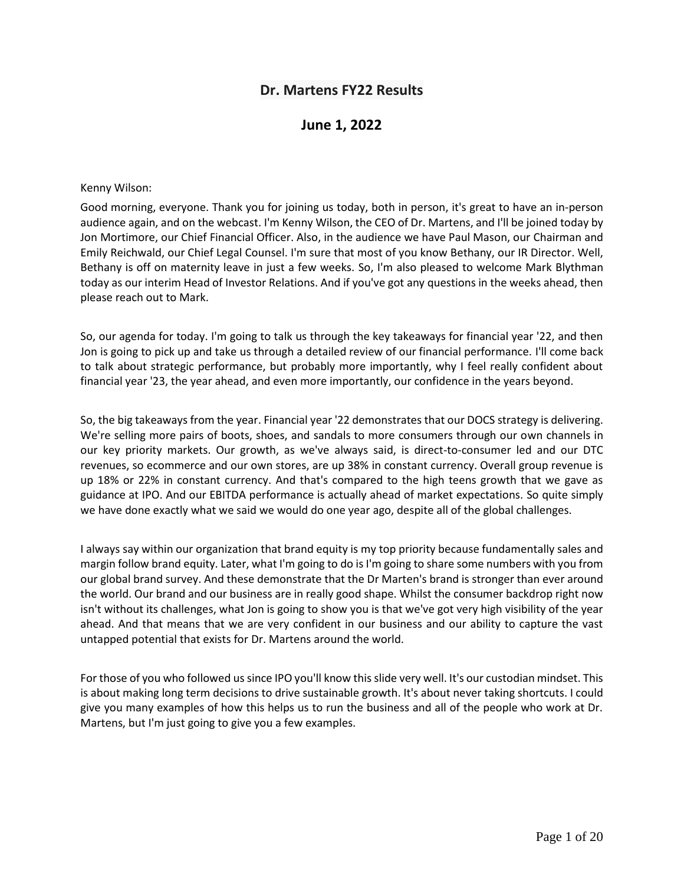# Dr. Martens FY22 Results

## June 1, 2022

Kenny Wilson:

Good morning, everyone. Thank you for joining us today, both in person, it's great to have an in-person audience again, and on the webcast. I'm Kenny Wilson, the CEO of Dr. Martens, and I'll be joined today by Jon Mortimore, our Chief Financial Officer. Also, in the audience we have Paul Mason, our Chairman and Emily Reichwald, our Chief Legal Counsel. I'm sure that most of you know Bethany, our IR Director. Well, Bethany is off on maternity leave in just a few weeks. So, I'm also pleased to welcome Mark Blythman today as our interim Head of Investor Relations. And if you've got any questions in the weeks ahead, then please reach out to Mark.

So, our agenda for today. I'm going to talk us through the key takeaways for financial year '22, and then Jon is going to pick up and take us through a detailed review of our financial performance. I'll come back to talk about strategic performance, but probably more importantly, why I feel really confident about financial year '23, the year ahead, and even more importantly, our confidence in the years beyond.

So, the big takeaways from the year. Financial year '22 demonstrates that our DOCS strategy is delivering. We're selling more pairs of boots, shoes, and sandals to more consumers through our own channels in our key priority markets. Our growth, as we've always said, is direct-to-consumer led and our DTC revenues, so ecommerce and our own stores, are up 38% in constant currency. Overall group revenue is up 18% or 22% in constant currency. And that's compared to the high teens growth that we gave as guidance at IPO. And our EBITDA performance is actually ahead of market expectations. So quite simply we have done exactly what we said we would do one year ago, despite all of the global challenges.

I always say within our organization that brand equity is my top priority because fundamentally sales and margin follow brand equity. Later, what I'm going to do is I'm going to share some numbers with you from our global brand survey. And these demonstrate that the Dr Marten's brand is stronger than ever around the world. Our brand and our business are in really good shape. Whilst the consumer backdrop right now isn't without its challenges, what Jon is going to show you is that we've got very high visibility of the year ahead. And that means that we are very confident in our business and our ability to capture the vast untapped potential that exists for Dr. Martens around the world.

For those of you who followed us since IPO you'll know this slide very well. It's our custodian mindset. This is about making long term decisions to drive sustainable growth. It's about never taking shortcuts. I could give you many examples of how this helps us to run the business and all of the people who work at Dr. Martens, but I'm just going to give you a few examples.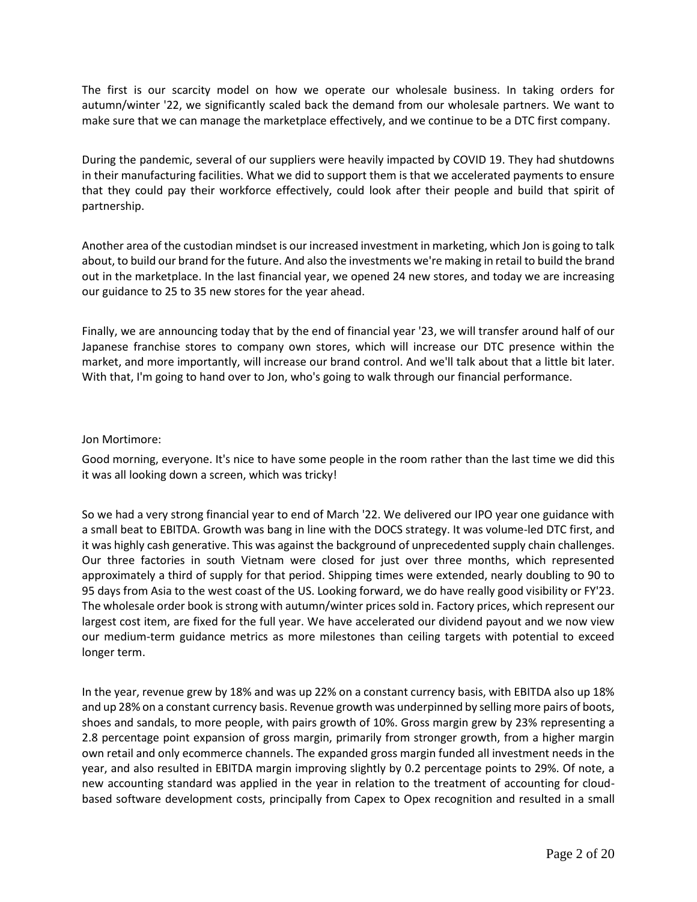The first is our scarcity model on how we operate our wholesale business. In taking orders for autumn/winter '22, we significantly scaled back the demand from our wholesale partners. We want to make sure that we can manage the marketplace effectively, and we continue to be a DTC first company.

During the pandemic, several of our suppliers were heavily impacted by COVID 19. They had shutdowns in their manufacturing facilities. What we did to support them is that we accelerated payments to ensure that they could pay their workforce effectively, could look after their people and build that spirit of partnership.

Another area of the custodian mindset is our increased investment in marketing, which Jon is going to talk about, to build our brand for the future. And also the investments we're making in retail to build the brand out in the marketplace. In the last financial year, we opened 24 new stores, and today we are increasing our guidance to 25 to 35 new stores for the year ahead.

Finally, we are announcing today that by the end of financial year '23, we will transfer around half of our Japanese franchise stores to company own stores, which will increase our DTC presence within the market, and more importantly, will increase our brand control. And we'll talk about that a little bit later. With that, I'm going to hand over to Jon, who's going to walk through our financial performance.

Jon Mortimore:

Good morning, everyone. It's nice to have some people in the room rather than the last time we did this it was all looking down a screen, which was tricky!

So we had a very strong financial year to end of March '22. We delivered our IPO year one guidance with a small beat to EBITDA. Growth was bang in line with the DOCS strategy. It was volume-led DTC first, and it was highly cash generative. This was against the background of unprecedented supply chain challenges. Our three factories in south Vietnam were closed for just over three months, which represented approximately a third of supply for that period. Shipping times were extended, nearly doubling to 90 to 95 days from Asia to the west coast of the US. Looking forward, we do have really good visibility or FY'23. The wholesale order book is strong with autumn/winter prices sold in. Factory prices, which represent our largest cost item, are fixed for the full year. We have accelerated our dividend payout and we now view our medium-term guidance metrics as more milestones than ceiling targets with potential to exceed longer term.

In the year, revenue grew by 18% and was up 22% on a constant currency basis, with EBITDA also up 18% and up 28% on a constant currency basis. Revenue growth was underpinned by selling more pairs of boots, shoes and sandals, to more people, with pairs growth of 10%. Gross margin grew by 23% representing a 2.8 percentage point expansion of gross margin, primarily from stronger growth, from a higher margin own retail and only ecommerce channels. The expanded gross margin funded all investment needs in the year, and also resulted in EBITDA margin improving slightly by 0.2 percentage points to 29%. Of note, a new accounting standard was applied in the year in relation to the treatment of accounting for cloud-based software development costs, principally from Capex to Opex recognition and resulted in a small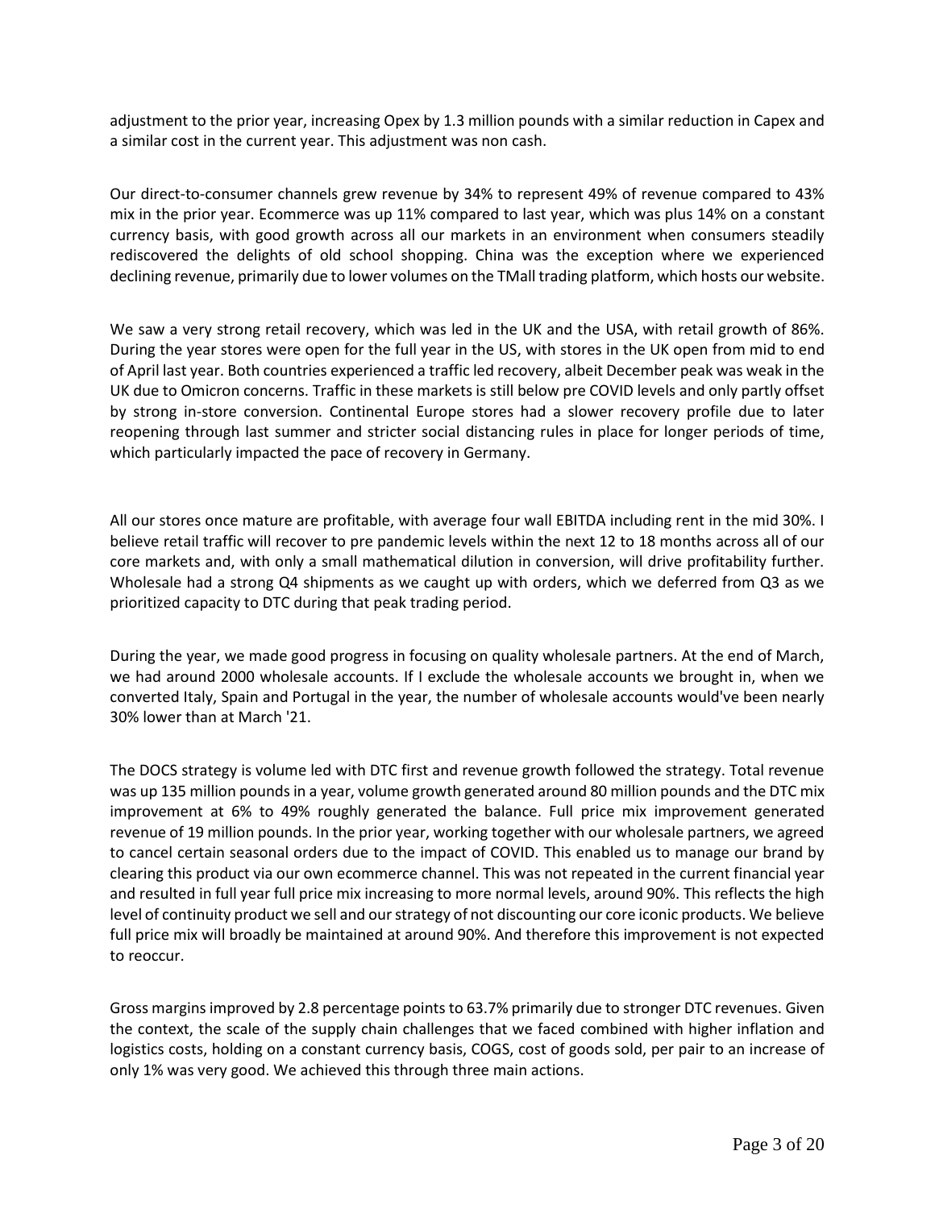adjustment to the prior year, increasing Opex by 1.3 million pounds with a similar reduction in Capex and a similar cost in the current year. This adjustment was non cash.

Our direct-to-consumer channels grew revenue by 34% to represent 49% of revenue compared to 43% mix in the prior year. Ecommerce was up 11% compared to last year, which was plus 14% on a constant currency basis, with good growth across all our markets in an environment when consumers steadily rediscovered the delights of old school shopping. China was the exception where we experienced declining revenue, primarily due to lower volumes on the TMall trading platform, which hosts our website.

We saw a very strong retail recovery, which was led in the UK and the USA, with retail growth of 86%. During the year stores were open for the full year in the US, with stores in the UK open from mid to end of April last year. Both countries experienced a traffic led recovery, albeit December peak was weak in the UK due to Omicron concerns. Traffic in these markets is still below pre COVID levels and only partly offset by strong in-store conversion. Continental Europe stores had a slower recovery profile due to later reopening through last summer and stricter social distancing rules in place for longer periods of time, which particularly impacted the pace of recovery in Germany.

All our stores once mature are profitable, with average four wall EBITDA including rent in the mid 30%. I believe retail traffic will recover to pre pandemic levels within the next 12 to 18 months across all of our core markets and, with only a small mathematical dilution in conversion, will drive profitability further. Wholesale had a strong Q4 shipments as we caught up with orders, which we deferred from Q3 as we prioritized capacity to DTC during that peak trading period.

During the year, we made good progress in focusing on quality wholesale partners. At the end of March, we had around 2000 wholesale accounts. If I exclude the wholesale accounts we brought in, when we converted Italy, Spain and Portugal in the year, the number of wholesale accounts would've been nearly 30% lower than at March '21.

The DOCS strategy is volume led with DTC first and revenue growth followed the strategy. Total revenue was up 135 million pounds in a year, volume growth generated around 80 million pounds and the DTC mix improvement at 6% to 49% roughly generated the balance. Full price mix improvement generated revenue of 19 million pounds. In the prior year, working together with our wholesale partners, we agreed to cancel certain seasonal orders due to the impact of COVID. This enabled us to manage our brand by clearing this product via our own ecommerce channel. This was not repeated in the current financial year and resulted in full year full price mix increasing to more normal levels, around 90%. This reflects the high level of continuity product we sell and our strategy of not discounting our core iconic products. We believe full price mix will broadly be maintained at around 90%. And therefore this improvement is not expected to reoccur.

Gross margins improved by 2.8 percentage points to 63.7% primarily due to stronger DTC revenues. Given the context, the scale of the supply chain challenges that we faced combined with higher inflation and logistics costs, holding on a constant currency basis, COGS, cost of goods sold, per pair to an increase of only 1% was very good. We achieved this through three main actions.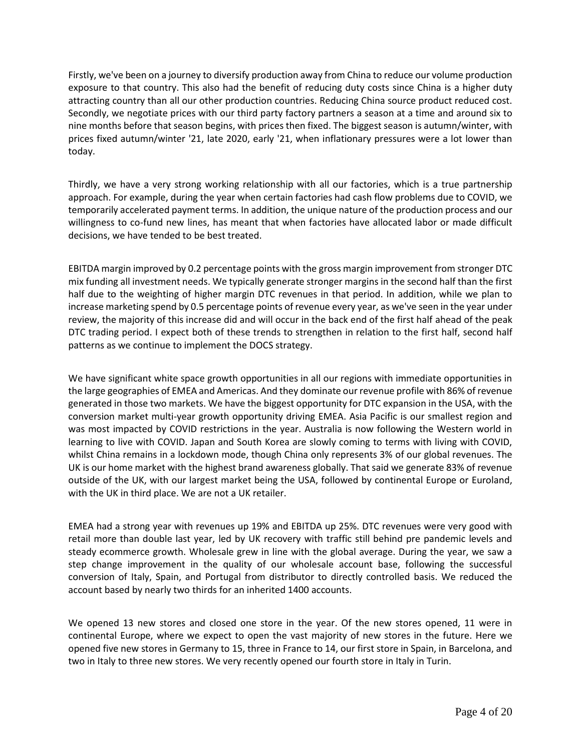Firstly, we've been on a journey to diversify production away from China to reduce our volume production exposure to that country. This also had the benefit of reducing duty costs since China is a higher duty attracting country than all our other production countries. Reducing China source product reduced cost. Secondly, we negotiate prices with our third party factory partners a season at a time and around six to nine months before that season begins, with prices then fixed. The biggest season is autumn/winter, with prices fixed autumn/winter '21, late 2020, early '21, when inflationary pressures were a lot lower than today.

Thirdly, we have a very strong working relationship with all our factories, which is a true partnership approach. For example, during the year when certain factories had cash flow problems due to COVID, we temporarily accelerated payment terms. In addition, the unique nature of the production process and our willingness to co-fund new lines, has meant that when factories have allocated labor or made difficult decisions, we have tended to be best treated.

EBITDA margin improved by 0.2 percentage points with the gross margin improvement from stronger DTC mix funding all investment needs. We typically generate stronger margins in the second half than the first half due to the weighting of higher margin DTC revenues in that period. In addition, while we plan to increase marketing spend by 0.5 percentage points of revenue every year, as we've seen in the year under review, the majority of this increase did and will occur in the back end of the first half ahead of the peak DTC trading period. I expect both of these trends to strengthen in relation to the first half, second half patterns as we continue to implement the DOCS strategy.

We have significant white space growth opportunities in all our regions with immediate opportunities in the large geographies of EMEA and Americas. And they dominate our revenue profile with 86% of revenue generated in those two markets. We have the biggest opportunity for DTC expansion in the USA, with the conversion market multi-year growth opportunity driving EMEA. Asia Pacific is our smallest region and was most impacted by COVID restrictions in the year. Australia is now following the Western world in learning to live with COVID. Japan and South Korea are slowly coming to terms with living with COVID, whilst China remains in a lockdown mode, though China only represents 3% of our global revenues. The UK is our home market with the highest brand awareness globally. That said we generate 83% of revenue outside of the UK, with our largest market being the USA, followed by continental Europe or Euroland, with the UK in third place. We are not a UK retailer.

EMEA had a strong year with revenues up 19% and EBITDA up 25%. DTC revenues were very good with retail more than double last year, led by UK recovery with traffic still behind pre pandemic levels and steady ecommerce growth. Wholesale grew in line with the global average. During the year, we saw a step change improvement in the quality of our wholesale account base, following the successful conversion of Italy, Spain, and Portugal from distributor to directly controlled basis. We reduced the account based by nearly two thirds for an inherited 1400 accounts.

We opened 13 new stores and closed one store in the year. Of the new stores opened, 11 were in continental Europe, where we expect to open the vast majority of new stores in the future. Here we opened five new stores in Germany to 15, three in France to 14, our first store in Spain, in Barcelona, and two in Italy to three new stores. We very recently opened our fourth store in Italy in Turin.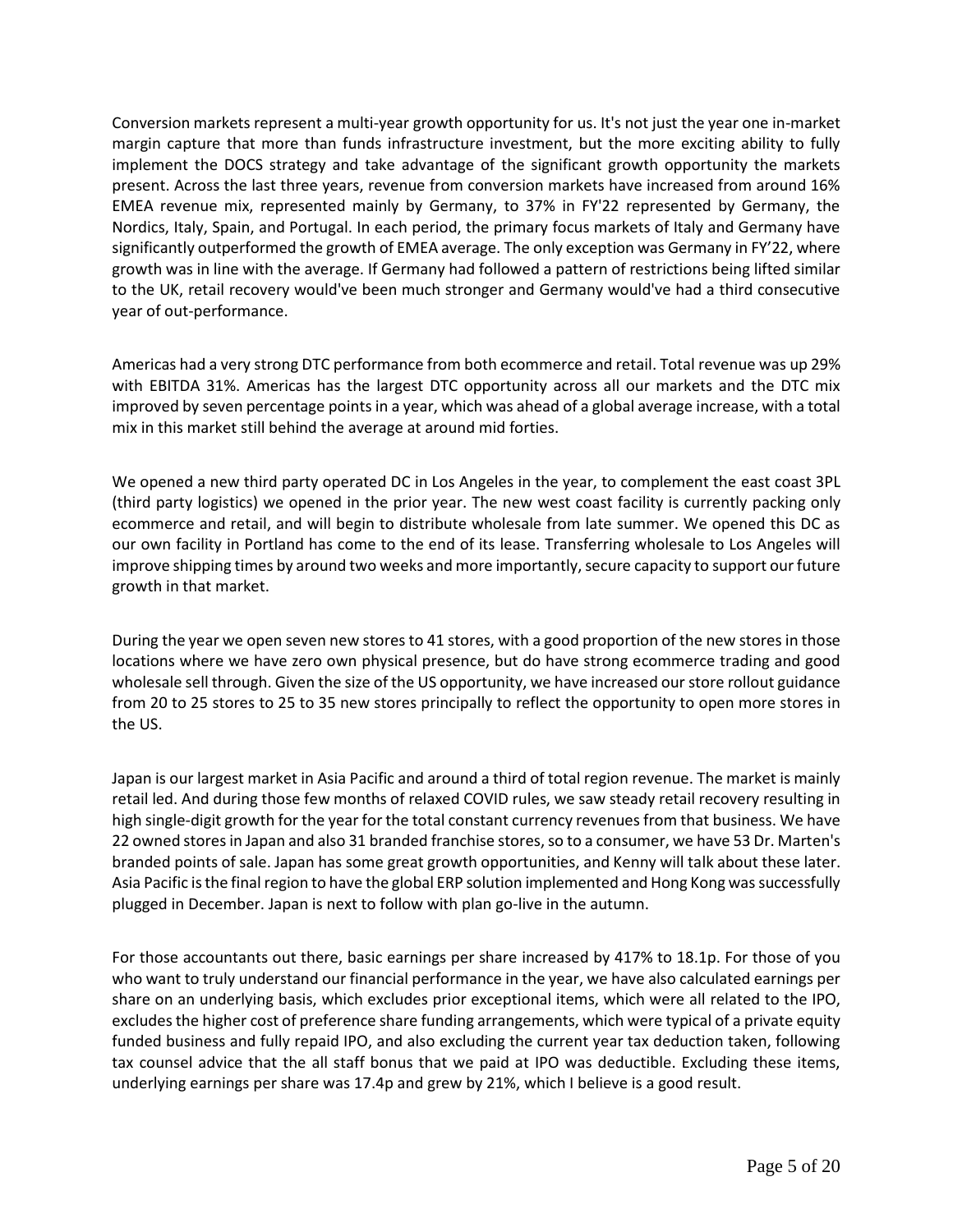Conversion markets represent a multi-year growth opportunity for us. It's not just the year one in-market margin capture that more than funds infrastructure investment, but the more exciting ability to fully implement the DOCS strategy and take advantage of the significant growth opportunity the markets present. Across the last three years, revenue from conversion markets have increased from around 16% EMEA revenue mix, represented mainly by Germany, to 37% in FY'22 represented by Germany, the Nordics, Italy, Spain, and Portugal. In each period, the primary focus markets of Italy and Germany have significantly outperformed the growth of EMEA average. The only exception was Germany in FY'22, where growth was in line with the average. If Germany had followed a pattern of restrictions being lifted similar to the UK, retail recovery would've been much stronger and Germany would've had a third consecutive year of out-performance.

Americas had a very strong DTC performance from both ecommerce and retail. Total revenue was up 29% with EBITDA 31%. Americas has the largest DTC opportunity across all our markets and the DTC mix improved by seven percentage points in a year, which was ahead of a global average increase, with a total mix in this market still behind the average at around mid forties.

We opened a new third party operated DC in Los Angeles in the year, to complement the east coast 3PL (third party logistics) we opened in the prior year. The new west coast facility is currently packing only ecommerce and retail, and will begin to distribute wholesale from late summer. We opened this DC as our own facility in Portland has come to the end of its lease. Transferring wholesale to Los Angeles will improve shipping times by around two weeks and more importantly, secure capacity to support our future growth in that market.

During the year we open seven new stores to 41 stores, with a good proportion of the new stores in those locations where we have zero own physical presence, but do have strong ecommerce trading and good wholesale sell through. Given the size of the US opportunity, we have increased our store rollout guidance from 20 to 25 stores to 25 to 35 new stores principally to reflect the opportunity to open more stores in the US.

Japan is our largest market in Asia Pacific and around a third of total region revenue. The market is mainly retail led. And during those few months of relaxed COVID rules, we saw steady retail recovery resulting in high single-digit growth for the year for the total constant currency revenues from that business. We have 22 owned stores in Japan and also 31 branded franchise stores, so to a consumer, we have 53 Dr. Marten's branded points of sale. Japan has some great growth opportunities, and Kenny will talk about these later. Asia Pacific is the final region to have the global ERP solution implemented and Hong Kong was successfully plugged in December. Japan is next to follow with plan go-live in the autumn.

For those accountants out there, basic earnings per share increased by 417% to 18.1p. For those of you who want to truly understand our financial performance in the year, we have also calculated earnings per share on an underlying basis, which excludes prior exceptional items, which were all related to the IPO, excludes the higher cost of preference share funding arrangements, which were typical of a private equity funded business and fully repaid IPO, and also excluding the current year tax deduction taken, following tax counsel advice that the all staff bonus that we paid at IPO was deductible. Excluding these items, underlying earnings per share was 17.4p and grew by 21%, which I believe is a good result.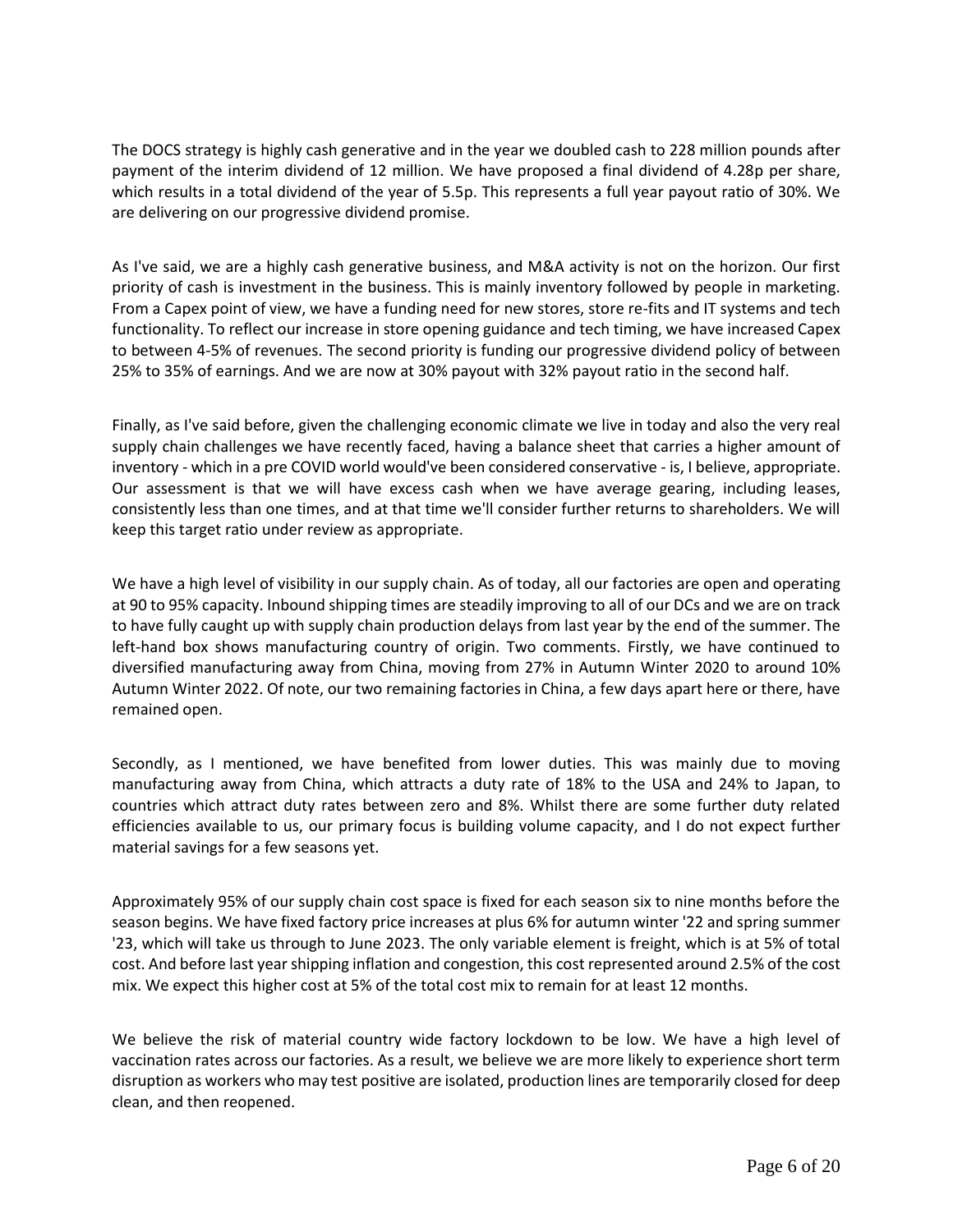The DOCS strategy is highly cash generative and in the year we doubled cash to 228 million pounds after payment of the interim dividend of 12 million. We have proposed a final dividend of 4.28p per share, which results in a total dividend of the year of 5.5p. This represents a full year payout ratio of 30%. We are delivering on our progressive dividend promise.

As I've said, we are a highly cash generative business, and M&A activity is not on the horizon. Our first priority of cash is investment in the business. This is mainly inventory followed by people in marketing. From a Capex point of view, we have a funding need for new stores, store re-fits and IT systems and tech functionality. To reflect our increase in store opening guidance and tech timing, we have increased Capex to between 4-5% of revenues. The second priority is funding our progressive dividend policy of between 25% to 35% of earnings. And we are now at 30% payout with 32% payout ratio in the second half.

Finally, as I've said before, given the challenging economic climate we live in today and also the very real supply chain challenges we have recently faced, having a balance sheet that carries a higher amount of inventory - which in a pre COVID world would've been considered conservative - is, I believe, appropriate. Our assessment is that we will have excess cash when we have average gearing, including leases, consistently less than one times, and at that time we'll consider further returns to shareholders. We will keep this target ratio under review as appropriate.

We have a high level of visibility in our supply chain. As of today, all our factories are open and operating at 90 to 95% capacity. Inbound shipping times are steadily improving to all of our DCs and we are on track to have fully caught up with supply chain production delays from last year by the end of the summer. The left-hand box shows manufacturing country of origin. Two comments. Firstly, we have continued to diversified manufacturing away from China, moving from 27% in Autumn Winter 2020 to around 10% Autumn Winter 2022. Of note, our two remaining factories in China, a few days apart here or there, have remained open.

Secondly, as I mentioned, we have benefited from lower duties. This was mainly due to moving manufacturing away from China, which attracts a duty rate of 18% to the USA and 24% to Japan, to countries which attract duty rates between zero and 8%. Whilst there are some further duty related efficiencies available to us, our primary focus is building volume capacity, and I do not expect further material savings for a few seasons yet.

Approximately 95% of our supply chain cost space is fixed for each season six to nine months before the season begins. We have fixed factory price increases at plus 6% for autumn winter '22 and spring summer '23, which will take us through to June 2023. The only variable element is freight, which is at 5% of total cost. And before last year shipping inflation and congestion, this cost represented around 2.5% of the cost mix. We expect this higher cost at 5% of the total cost mix to remain for at least 12 months.

We believe the risk of material country wide factory lockdown to be low. We have a high level of vaccination rates across our factories. As a result, we believe we are more likely to experience short term disruption as workers who may test positive are isolated, production lines are temporarily closed for deep clean, and then reopened.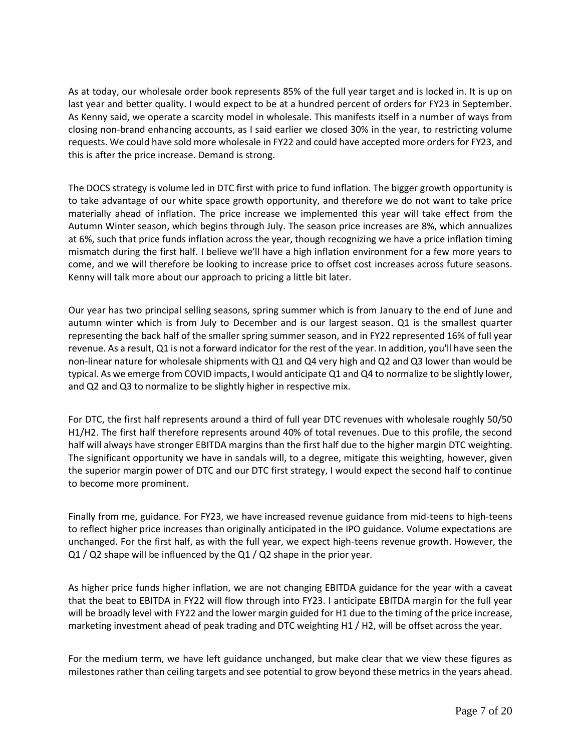As at today, our wholesale order book represents 85% of the full year target and is locked in. It is up on last year and better quality. I would expect to be at a hundred percent of orders for FY23 in September. As Kenny said, we operate a scarcity model in wholesale. This manifests itself in a number of ways from closing non-brand enhancing accounts, as I said earlier we closed 30% in the year, to restricting volume requests. We could have sold more wholesale in FY22 and could have accepted more orders for FY23, and this is after the price increase. Demand is strong.

The DOCS strategy is volume led in DTC first with price to fund inflation. The bigger growth opportunity is to take advantage of our white space growth opportunity, and therefore we do not want to take price materially ahead of inflation. The price increase we implemented this year will take effect from the Autumn Winter season, which begins through July. The season price increases are 8%, which annualizes at 6%, such that price funds inflation across the year, though recognizing we have a price inflation timing mismatch during the first half. I believe we'll have a high inflation environment for a few more years to come, and we will therefore be looking to increase price to offset cost increases across future seasons. Kenny will talk more about our approach to pricing a little bit later.

Our year has two principal selling seasons, spring summer which is from January to the end of June and autumn winter which is from July to December and is our largest season. Q1 is the smallest quarter representing the back half of the smaller spring summer season, and in FY22 represented 16% of full year revenue. As a result, Q1 is not a forward indicator for the rest of the year. In addition, you'll have seen the non-linear nature for wholesale shipments with Q1 and Q4 very high and Q2 and Q3 lower than would be typical. As we emerge from COVID impacts, I would anticipate Q1 and Q4 to normalize to be slightly lower, and Q2 and Q3 to normalize to be slightly higher in respective mix.

For DTC, the first half represents around a third of full year DTC revenues with wholesale roughly 50/50 H1/H2. The first half therefore represents around 40% of total revenues. Due to this profile, the second half will always have stronger EBITDA margins than the first half due to the higher margin DTC weighting. The significant opportunity we have in sandals will, to a degree, mitigate this weighting, however, given the superior margin power of DTC and our DTC first strategy, I would expect the second half to continue to become more prominent.

Finally from me, guidance. For FY23, we have increased revenue guidance from mid-teens to high-teens to reflect higher price increases than originally anticipated in the IPO guidance. Volume expectations are unchanged. For the first half, as with the full year, we expect high-teens revenue growth. However, the Q1 / Q2 shape will be influenced by the Q1 / Q2 shape in the prior year.

As higher price funds higher inflation, we are not changing EBITDA guidance for the year with a caveat that the beat to EBITDA in FY22 will flow through into FY23. I anticipate EBITDA margin for the full year will be broadly level with FY22 and the lower margin guided for H1 due to the timing of the price increase, marketing investment ahead of peak trading and DTC weighting H1 / H2, will be offset across the year.

For the medium term, we have left guidance unchanged, but make clear that we view these figures as milestones rather than ceiling targets and see potential to grow beyond these metrics in the years ahead.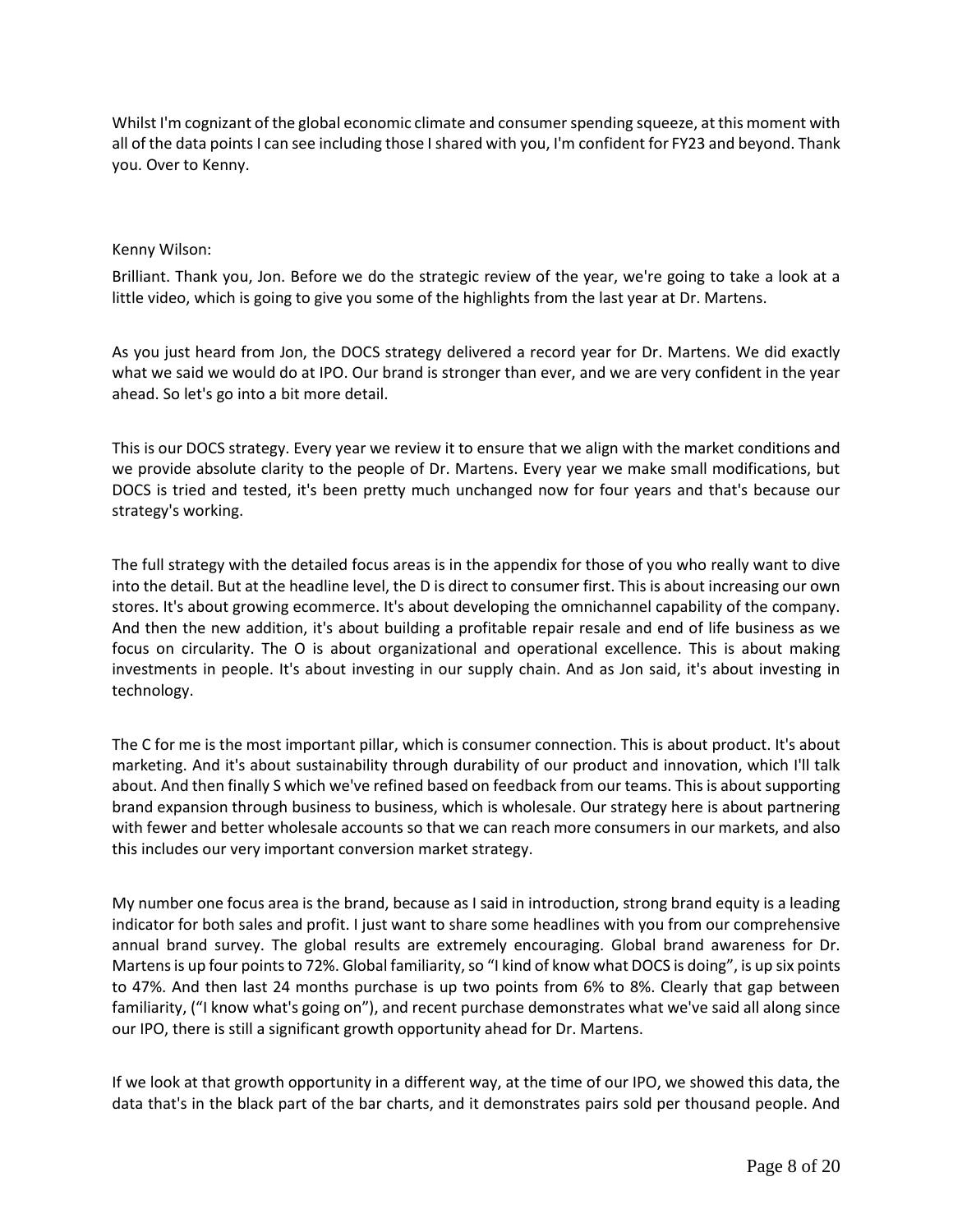Whilst I'm cognizant of the global economic climate and consumer spending squeeze, at this moment with all of the data points I can see including those I shared with you, I'm confident for FY23 and beyond. Thank you. Over to Kenny.

Kenny Wilson:

Brilliant. Thank you, Jon. Before we do the strategic review of the year, we're going to take a look at a little video, which is going to give you some of the highlights from the last year at Dr. Martens.

As you just heard from Jon, the DOCS strategy delivered a record year for Dr. Martens. We did exactly what we said we would do at IPO. Our brand is stronger than ever, and we are very confident in the year ahead. So let's go into a bit more detail.

This is our DOCS strategy. Every year we review it to ensure that we align with the market conditions and we provide absolute clarity to the people of Dr. Martens. Every year we make small modifications, but DOCS is tried and tested, it's been pretty much unchanged now for four years and that's because our strategy's working.

The full strategy with the detailed focus areas is in the appendix for those of you who really want to dive into the detail. But at the headline level, the D is direct to consumer first. This is about increasing our own stores. It's about growing ecommerce. It's about developing the omnichannel capability of the company. And then the new addition, it's about building a profitable repair resale and end of life business as we focus on circularity. The O is about organizational and operational excellence. This is about making investments in people. It's about investing in our supply chain. And as Jon said, it's about investing in technology.

The C for me is the most important pillar, which is consumer connection. This is about product. It's about marketing. And it's about sustainability through durability of our product and innovation, which I'll talk about. And then finally S which we've refined based on feedback from our teams. This is about supporting brand expansion through business to business, which is wholesale. Our strategy here is about partnering with fewer and better wholesale accounts so that we can reach more consumers in our markets, and also this includes our very important conversion market strategy.

My number one focus area is the brand, because as I said in introduction, strong brand equity is a leading indicator for both sales and profit. I just want to share some headlines with you from our comprehensive annual brand survey. The global results are extremely encouraging. Global brand awareness for Dr. Martens is up four points to 72%. Global familiarity, so "I kind of know what DOCS is doing", is up six points to 47%. And then last 24 months purchase is up two points from 6% to 8%. Clearly that gap between familiarity, ("I know what's going on"), and recent purchase demonstrates what we've said all along since our IPO, there is still a significant growth opportunity ahead for Dr. Martens.

If we look at that growth opportunity in a different way, at the time of our IPO, we showed this data, the data that's in the black part of the bar charts, and it demonstrates pairs sold per thousand people. And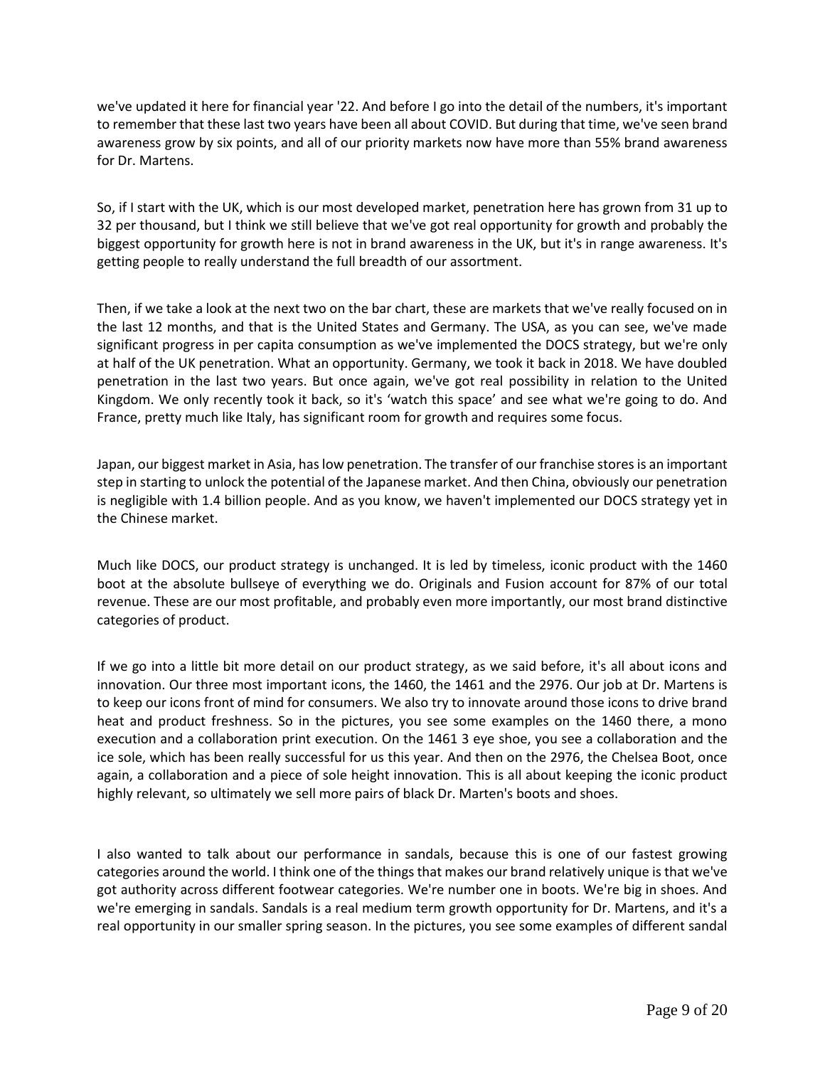we've updated it here for financial year '22. And before I go into the detail of the numbers, it's important to remember that these last two years have been all about COVID. But during that time, we've seen brand awareness grow by six points, and all of our priority markets now have more than 55% brand awareness for Dr. Martens.

So, if I start with the UK, which is our most developed market, penetration here has grown from 31 up to 32 per thousand, but I think we still believe that we've got real opportunity for growth and probably the biggest opportunity for growth here is not in brand awareness in the UK, but it's in range awareness. It's getting people to really understand the full breadth of our assortment.

Then, if we take a look at the next two on the bar chart, these are markets that we've really focused on in the last 12 months, and that is the United States and Germany. The USA, as you can see, we've made significant progress in per capita consumption as we've implemented the DOCS strategy, but we're only at half of the UK penetration. What an opportunity. Germany, we took it back in 2018. We have doubled penetration in the last two years. But once again, we've got real possibility in relation to the United Kingdom. We only recently took it back, so it's 'watch this space' and see what we're going to do. And France, pretty much like Italy, has significant room for growth and requires some focus.

Japan, our biggest market in Asia, has low penetration. The transfer of our franchise stores is an important step in starting to unlock the potential of the Japanese market. And then China, obviously our penetration is negligible with 1.4 billion people. And as you know, we haven't implemented our DOCS strategy yet in the Chinese market.

Much like DOCS, our product strategy is unchanged. It is led by timeless, iconic product with the 1460 boot at the absolute bullseye of everything we do. Originals and Fusion account for 87% of our total revenue. These are our most profitable, and probably even more importantly, our most brand distinctive categories of product.

If we go into a little bit more detail on our product strategy, as we said before, it's all about icons and innovation. Our three most important icons, the 1460, the 1461 and the 2976. Our job at Dr. Martens is to keep our icons front of mind for consumers. We also try to innovate around those icons to drive brand heat and product freshness. So in the pictures, you see some examples on the 1460 there, a mono execution and a collaboration print execution. On the 1461 3 eye shoe, you see a collaboration and the ice sole, which has been really successful for us this year. And then on the 2976, the Chelsea Boot, once again, a collaboration and a piece of sole height innovation. This is all about keeping the iconic product highly relevant, so ultimately we sell more pairs of black Dr. Marten's boots and shoes.

I also wanted to talk about our performance in sandals, because this is one of our fastest growing categories around the world. I think one of the things that makes our brand relatively unique is that we've got authority across different footwear categories. We're number one in boots. We're big in shoes. And we're emerging in sandals. Sandals is a real medium term growth opportunity for Dr. Martens, and it's a real opportunity in our smaller spring season. In the pictures, you see some examples of different sandal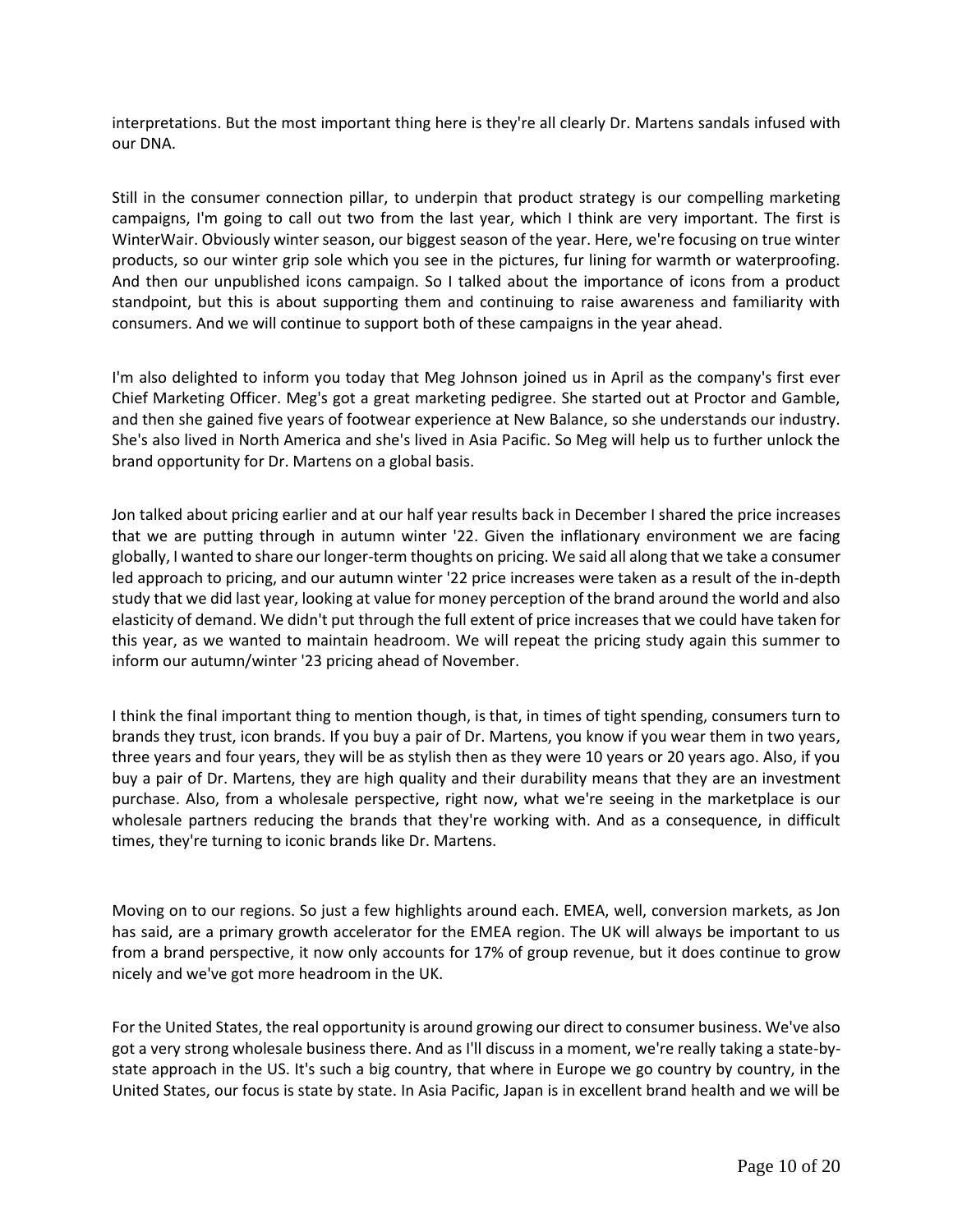interpretations. But the most important thing here is they're all clearly Dr. Martens sandals infused with our DNA.

Still in the consumer connection pillar, to underpin that product strategy is our compelling marketing campaigns, I'm going to call out two from the last year, which I think are very important. The first is WinterWair. Obviously winter season, our biggest season of the year. Here, we're focusing on true winter products, so our winter grip sole which you see in the pictures, fur lining for warmth or waterproofing. And then our unpublished icons campaign. So I talked about the importance of icons from a product standpoint, but this is about supporting them and continuing to raise awareness and familiarity with consumers. And we will continue to support both of these campaigns in the year ahead.

I'm also delighted to inform you today that Meg Johnson joined us in April as the company's first ever Chief Marketing Officer. Meg's got a great marketing pedigree. She started out at Proctor and Gamble, and then she gained five years of footwear experience at New Balance, so she understands our industry. She's also lived in North America and she's lived in Asia Pacific. So Meg will help us to further unlock the brand opportunity for Dr. Martens on a global basis.

Jon talked about pricing earlier and at our half year results back in December I shared the price increases that we are putting through in autumn winter '22. Given the inflationary environment we are facing globally, I wanted to share our longer-term thoughts on pricing. We said all along that we take a consumer led approach to pricing, and our autumn winter '22 price increases were taken as a result of the in-depth study that we did last year, looking at value for money perception of the brand around the world and also elasticity of demand. We didn't put through the full extent of price increases that we could have taken for this year, as we wanted to maintain headroom. We will repeat the pricing study again this summer to inform our autumn/winter '23 pricing ahead of November.

I think the final important thing to mention though, is that, in times of tight spending, consumers turn to brands they trust, icon brands. If you buy a pair of Dr. Martens, you know if you wear them in two years, three years and four years, they will be as stylish then as they were 10 years or 20 years ago. Also, if you buy a pair of Dr. Martens, they are high quality and their durability means that they are an investment purchase. Also, from a wholesale perspective, right now, what we're seeing in the marketplace is our wholesale partners reducing the brands that they're working with. And as a consequence, in difficult times, they're turning to iconic brands like Dr. Martens.

Moving on to our regions. So just a few highlights around each. EMEA, well, conversion markets, as Jon has said, are a primary growth accelerator for the EMEA region. The UK will always be important to us from a brand perspective, it now only accounts for 17% of group revenue, but it does continue to grow nicely and we've got more headroom in the UK.

For the United States, the real opportunity is around growing our direct to consumer business. We've also got a very strong wholesale business there. And as I'll discuss in a moment, we're really taking a state-by-state approach in the US. It's such a big country, that where in Europe we go country by country, in the United States, our focus is state by state. In Asia Pacific, Japan is in excellent brand health and we will be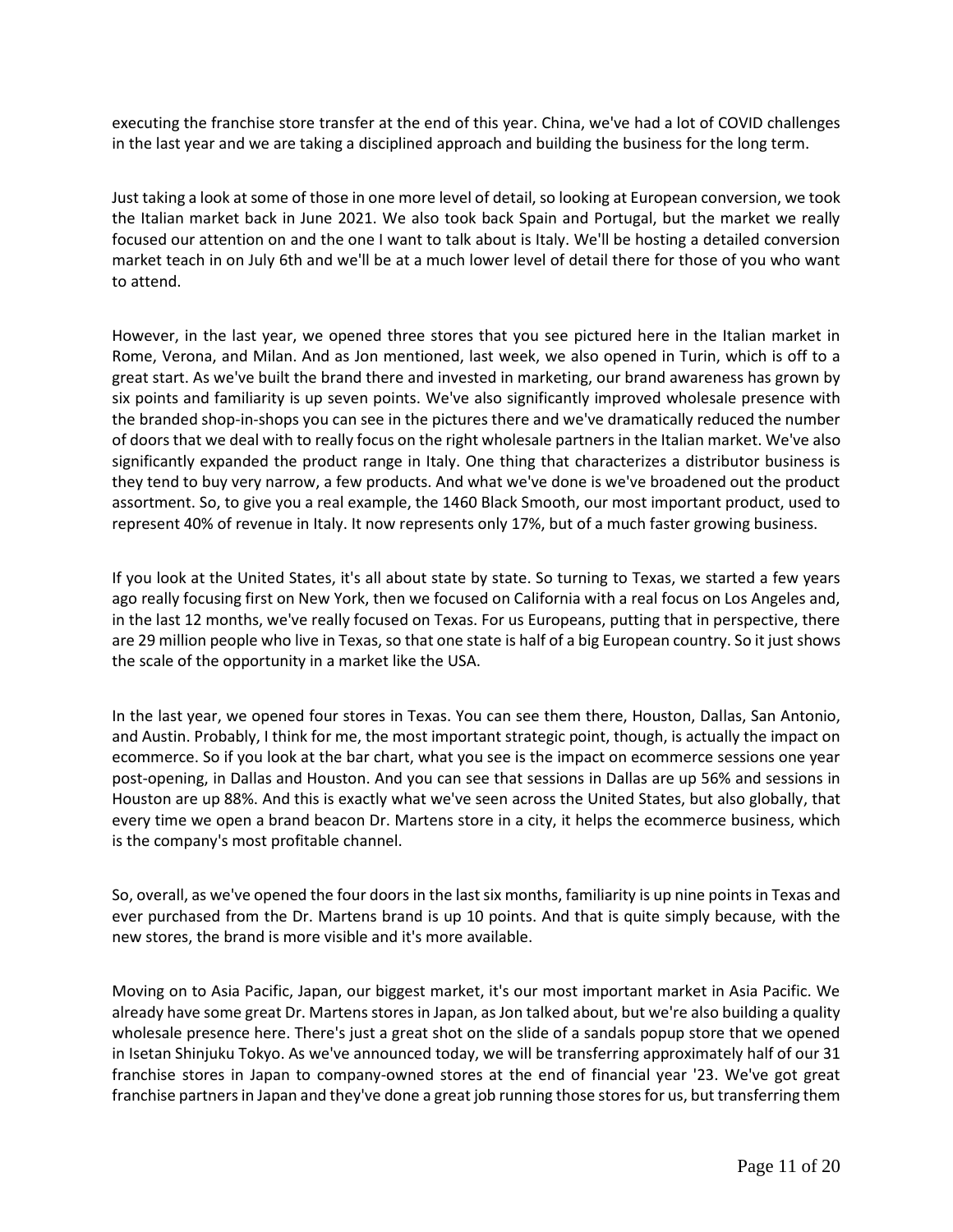executing the franchise store transfer at the end of this year. China, we've had a lot of COVID challenges in the last year and we are taking a disciplined approach and building the business for the long term.

Just taking a look at some of those in one more level of detail, so looking at European conversion, we took the Italian market back in June 2021. We also took back Spain and Portugal, but the market we really focused our attention on and the one I want to talk about is Italy. We'll be hosting a detailed conversion market teach in on July 6th and we'll be at a much lower level of detail there for those of you who want to attend.

However, in the last year, we opened three stores that you see pictured here in the Italian market in Rome, Verona, and Milan. And as Jon mentioned, last week, we also opened in Turin, which is off to a great start. As we've built the brand there and invested in marketing, our brand awareness has grown by six points and familiarity is up seven points. We've also significantly improved wholesale presence with the branded shop-in-shops you can see in the pictures there and we've dramatically reduced the number of doors that we deal with to really focus on the right wholesale partners in the Italian market. We've also significantly expanded the product range in Italy. One thing that characterizes a distributor business is they tend to buy very narrow, a few products. And what we've done is we've broadened out the product assortment. So, to give you a real example, the 1460 Black Smooth, our most important product, used to represent 40% of revenue in Italy. It now represents only 17%, but of a much faster growing business.

If you look at the United States, it's all about state by state. So turning to Texas, we started a few years ago really focusing first on New York, then we focused on California with a real focus on Los Angeles and, in the last 12 months, we've really focused on Texas. For us Europeans, putting that in perspective, there are 29 million people who live in Texas, so that one state is half of a big European country. So it just shows the scale of the opportunity in a market like the USA.

In the last year, we opened four stores in Texas. You can see them there, Houston, Dallas, San Antonio, and Austin. Probably, I think for me, the most important strategic point, though, is actually the impact on ecommerce. So if you look at the bar chart, what you see is the impact on ecommerce sessions one year post-opening, in Dallas and Houston. And you can see that sessions in Dallas are up 56% and sessions in Houston are up 88%. And this is exactly what we've seen across the United States, but also globally, that every time we open a brand beacon Dr. Martens store in a city, it helps the ecommerce business, which is the company's most profitable channel.

So, overall, as we've opened the four doors in the last six months, familiarity is up nine points in Texas and ever purchased from the Dr. Martens brand is up 10 points. And that is quite simply because, with the new stores, the brand is more visible and it's more available.

Moving on to Asia Pacific, Japan, our biggest market, it's our most important market in Asia Pacific. We already have some great Dr. Martens stores in Japan, as Jon talked about, but we're also building a quality wholesale presence here. There's just a great shot on the slide of a sandals popup store that we opened in Isetan Shinjuku Tokyo. As we've announced today, we will be transferring approximately half of our 31 franchise stores in Japan to company-owned stores at the end of financial year '23. We've got great franchise partners in Japan and they've done a great job running those stores for us, but transferring them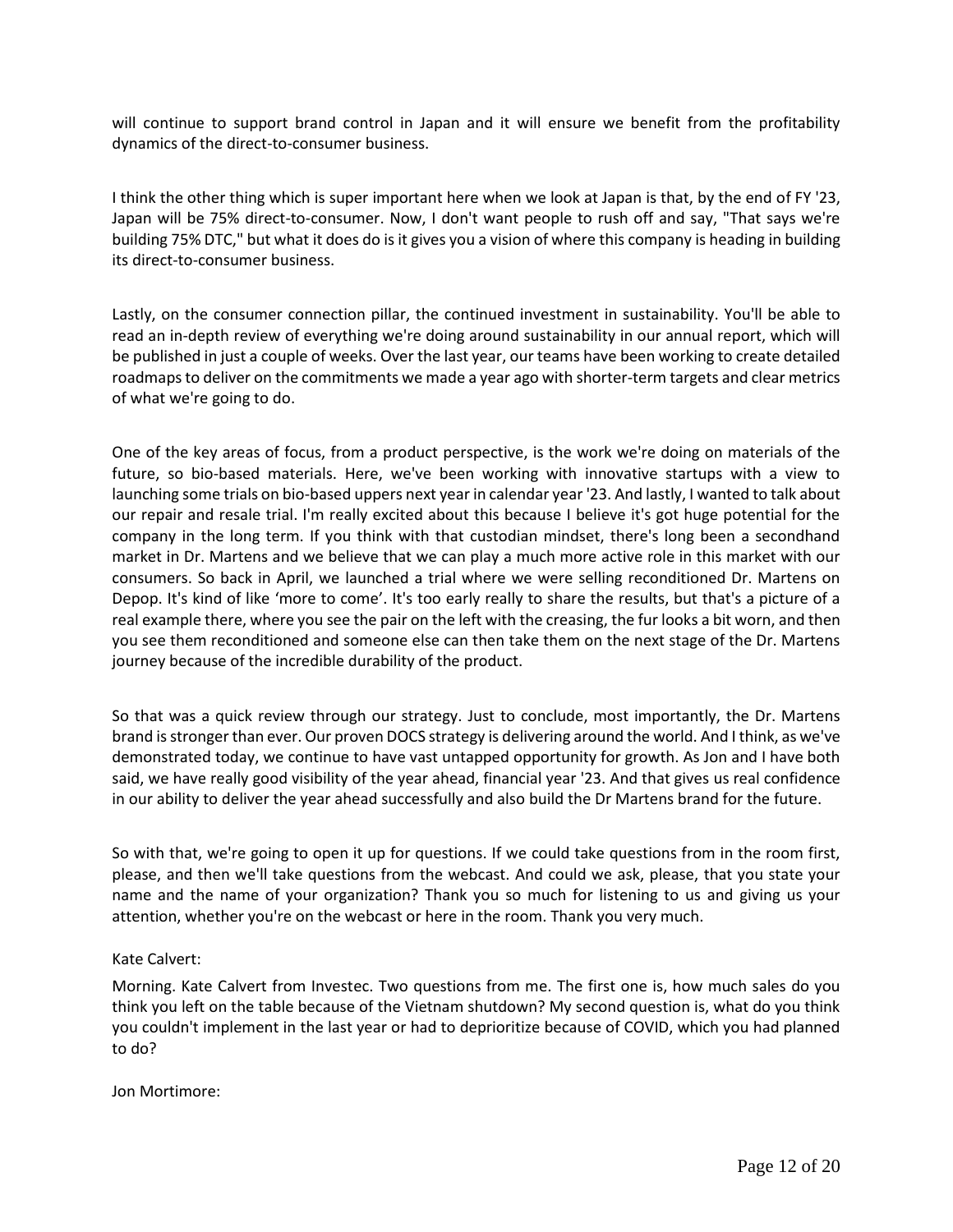will continue to support brand control in Japan and it will ensure we benefit from the profitability dynamics of the direct-to-consumer business.

I think the other thing which is super important here when we look at Japan is that, by the end of FY '23, Japan will be 75% direct-to-consumer. Now, I don't want people to rush off and say, "That says we're building 75% DTC," but what it does do is it gives you a vision of where this company is heading in building its direct-to-consumer business.

Lastly, on the consumer connection pillar, the continued investment in sustainability. You'll be able to read an in-depth review of everything we're doing around sustainability in our annual report, which will be published in just a couple of weeks. Over the last year, our teams have been working to create detailed roadmaps to deliver on the commitments we made a year ago with shorter-term targets and clear metrics of what we're going to do.

One of the key areas of focus, from a product perspective, is the work we're doing on materials of the future, so bio-based materials. Here, we've been working with innovative startups with a view to launching some trials on bio-based uppers next year in calendar year '23. And lastly, I wanted to talk about our repair and resale trial. I'm really excited about this because I believe it's got huge potential for the company in the long term. If you think with that custodian mindset, there's long been a secondhand market in Dr. Martens and we believe that we can play a much more active role in this market with our consumers. So back in April, we launched a trial where we were selling reconditioned Dr. Martens on Depop. It's kind of like 'more to come'. It's too early really to share the results, but that's a picture of a real example there, where you see the pair on the left with the creasing, the fur looks a bit worn, and then you see them reconditioned and someone else can then take them on the next stage of the Dr. Martens journey because of the incredible durability of the product.

So that was a quick review through our strategy. Just to conclude, most importantly, the Dr. Martens brand is stronger than ever. Our proven DOCS strategy is delivering around the world. And I think, as we've demonstrated today, we continue to have vast untapped opportunity for growth. As Jon and I have both said, we have really good visibility of the year ahead, financial year '23. And that gives us real confidence in our ability to deliver the year ahead successfully and also build the Dr Martens brand for the future.

So with that, we're going to open it up for questions. If we could take questions from in the room first, please, and then we'll take questions from the webcast. And could we ask, please, that you state your name and the name of your organization? Thank you so much for listening to us and giving us your attention, whether you're on the webcast or here in the room. Thank you very much.

Kate Calvert:

Morning. Kate Calvert from Investec. Two questions from me. The first one is, how much sales do you think you left on the table because of the Vietnam shutdown? My second question is, what do you think you couldn't implement in the last year or had to deprioritize because of COVID, which you had planned to do?

Jon Mortimore: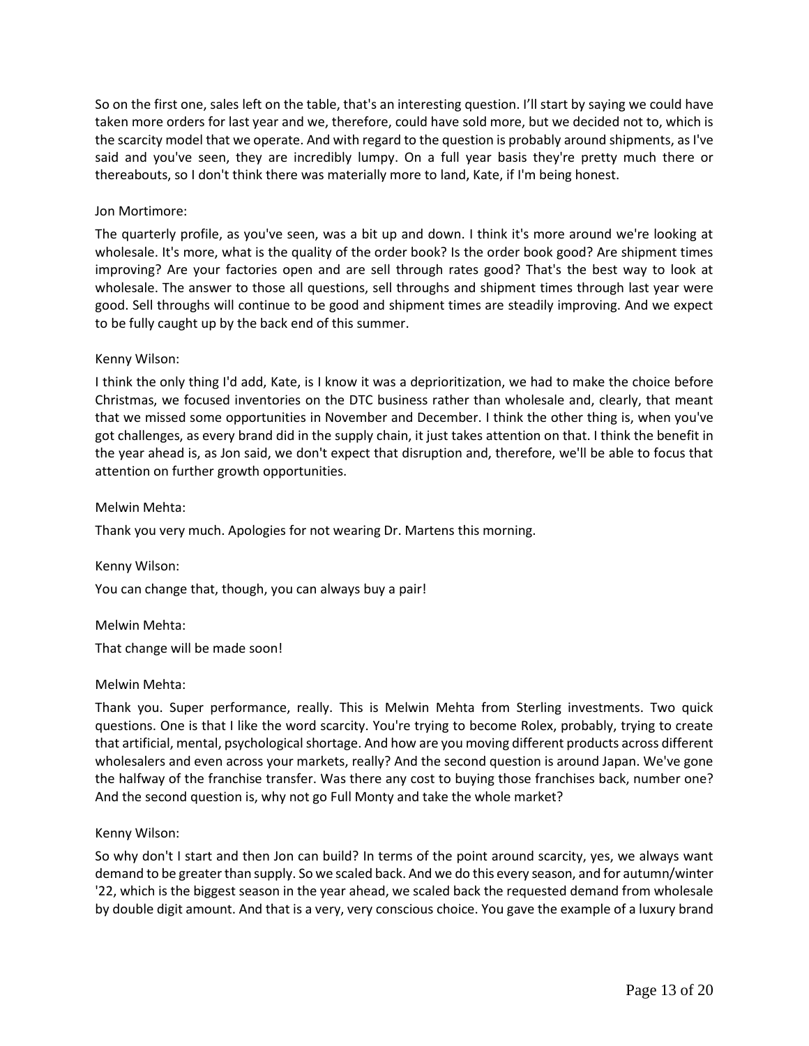So on the first one, sales left on the table, that's an interesting question. I'll start by saying we could have taken more orders for last year and we, therefore, could have sold more, but we decided not to, which is the scarcity model that we operate. And with regard to the question is probably around shipments, as I've said and you've seen, they are incredibly lumpy. On a full year basis they're pretty much there or thereabouts, so I don't think there was materially more to land, Kate, if I'm being honest.

Jon Mortimore:

The quarterly profile, as you've seen, was a bit up and down. I think it's more around we're looking at wholesale. It's more, what is the quality of the order book? Is the order book good? Are shipment times improving? Are your factories open and are sell through rates good? That's the best way to look at wholesale. The answer to those all questions, sell throughs and shipment times through last year were good. Sell throughs will continue to be good and shipment times are steadily improving. And we expect to be fully caught up by the back end of this summer.

Kenny Wilson:

I think the only thing I'd add, Kate, is I know it was a deprioritization, we had to make the choice before Christmas, we focused inventories on the DTC business rather than wholesale and, clearly, that meant that we missed some opportunities in November and December. I think the other thing is, when you've got challenges, as every brand did in the supply chain, it just takes attention on that. I think the benefit in the year ahead is, as Jon said, we don't expect that disruption and, therefore, we'll be able to focus that attention on further growth opportunities.

Melwin Mehta:

Thank you very much. Apologies for not wearing Dr. Martens this morning.

Kenny Wilson:

You can change that, though, you can always buy a pair!

Melwin Mehta:

That change will be made soon!

Melwin Mehta:

Thank you. Super performance, really. This is Melwin Mehta from Sterling investments. Two quick questions. One is that I like the word scarcity. You're trying to become Rolex, probably, trying to create that artificial, mental, psychological shortage. And how are you moving different products across different wholesalers and even across your markets, really? And the second question is around Japan. We've gone the halfway of the franchise transfer. Was there any cost to buying those franchises back, number one? And the second question is, why not go Full Monty and take the whole market?

Kenny Wilson:

So why don't I start and then Jon can build? In terms of the point around scarcity, yes, we always want demand to be greater than supply. So we scaled back. And we do this every season, and for autumn/winter '22, which is the biggest season in the year ahead, we scaled back the requested demand from wholesale by double digit amount. And that is a very, very conscious choice. You gave the example of a luxury brand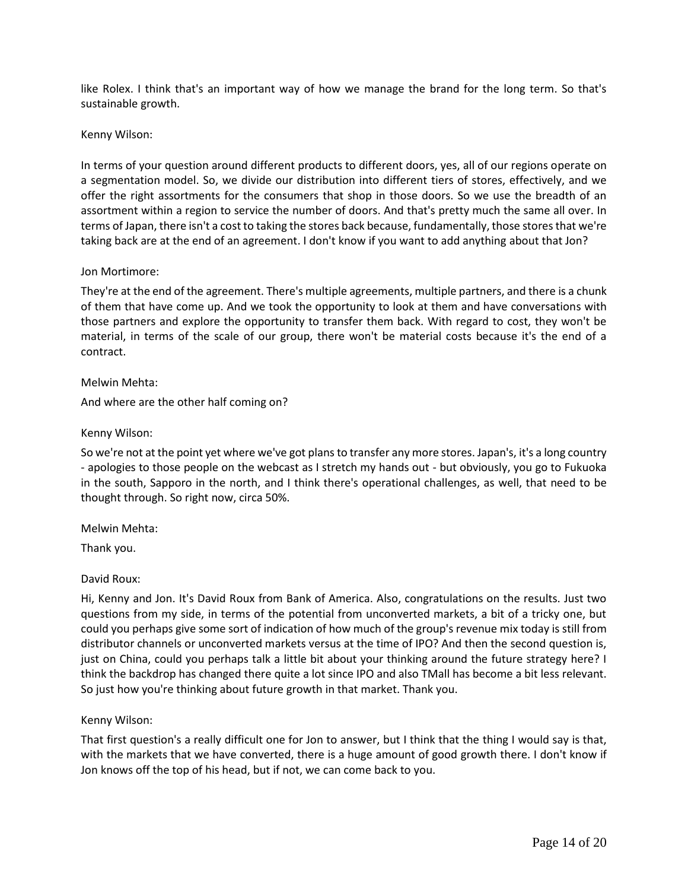like Rolex. I think that's an important way of how we manage the brand for the long term. So that's sustainable growth.

Kenny Wilson:

In terms of your question around different products to different doors, yes, all of our regions operate on a segmentation model. So, we divide our distribution into different tiers of stores, effectively, and we offer the right assortments for the consumers that shop in those doors. So we use the breadth of an assortment within a region to service the number of doors. And that's pretty much the same all over. In terms of Japan, there isn't a cost to taking the stores back because, fundamentally, those stores that we're taking back are at the end of an agreement. I don't know if you want to add anything about that Jon?

Jon Mortimore:

They're at the end of the agreement. There's multiple agreements, multiple partners, and there is a chunk of them that have come up. And we took the opportunity to look at them and have conversations with those partners and explore the opportunity to transfer them back. With regard to cost, they won't be material, in terms of the scale of our group, there won't be material costs because it's the end of a contract.

Melwin Mehta:

And where are the other half coming on?

Kenny Wilson:

So we're not at the point yet where we've got plans to transfer any more stores. Japan's, it's a long country - apologies to those people on the webcast as I stretch my hands out - but obviously, you go to Fukuoka in the south, Sapporo in the north, and I think there's operational challenges, as well, that need to be thought through. So right now, circa 50%.

Melwin Mehta:

Thank you.

David Roux:

Hi, Kenny and Jon. It's David Roux from Bank of America. Also, congratulations on the results. Just two questions from my side, in terms of the potential from unconverted markets, a bit of a tricky one, but could you perhaps give some sort of indication of how much of the group's revenue mix today is still from distributor channels or unconverted markets versus at the time of IPO? And then the second question is, just on China, could you perhaps talk a little bit about your thinking around the future strategy here? I think the backdrop has changed there quite a lot since IPO and also TMall has become a bit less relevant. So just how you're thinking about future growth in that market. Thank you.

Kenny Wilson:

That first question's a really difficult one for Jon to answer, but I think that the thing I would say is that, with the markets that we have converted, there is a huge amount of good growth there. I don't know if Jon knows off the top of his head, but if not, we can come back to you.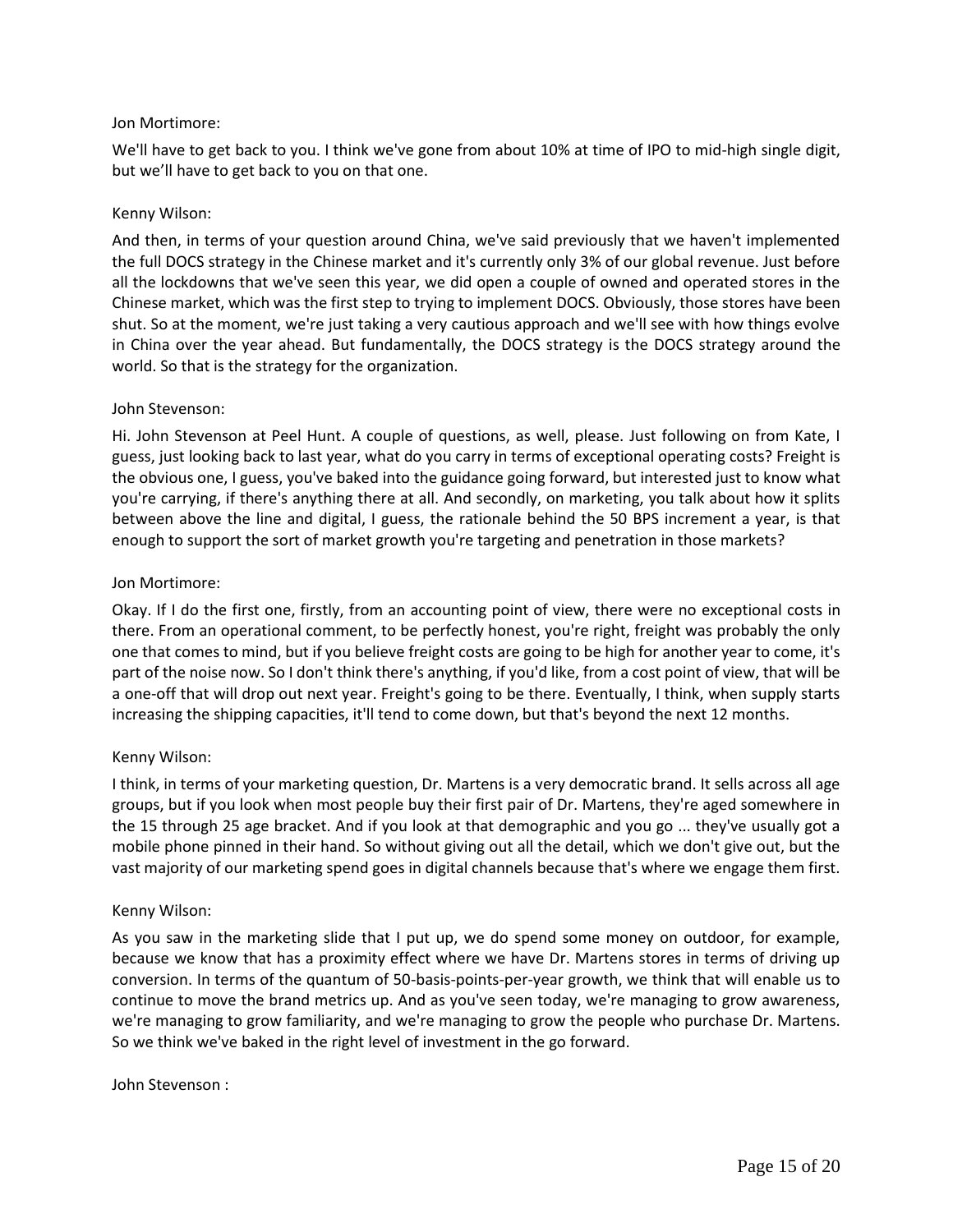Jon Mortimore:

We'll have to get back to you. I think we've gone from about 10% at time of IPO to mid-high single digit, but we'll have to get back to you on that one.

Kenny Wilson:

And then, in terms of your question around China, we've said previously that we haven't implemented the full DOCS strategy in the Chinese market and it's currently only 3% of our global revenue. Just before all the lockdowns that we've seen this year, we did open a couple of owned and operated stores in the Chinese market, which was the first step to trying to implement DOCS. Obviously, those stores have been shut. So at the moment, we're just taking a very cautious approach and we'll see with how things evolve in China over the year ahead. But fundamentally, the DOCS strategy is the DOCS strategy around the world. So that is the strategy for the organization.

John Stevenson:

Hi. John Stevenson at Peel Hunt. A couple of questions, as well, please. Just following on from Kate, I guess, just looking back to last year, what do you carry in terms of exceptional operating costs? Freight is the obvious one, I guess, you've baked into the guidance going forward, but interested just to know what you're carrying, if there's anything there at all. And secondly, on marketing, you talk about how it splits between above the line and digital, I guess, the rationale behind the 50 BPS increment a year, is that enough to support the sort of market growth you're targeting and penetration in those markets?

Jon Mortimore:

Okay. If I do the first one, firstly, from an accounting point of view, there were no exceptional costs in there. From an operational comment, to be perfectly honest, you're right, freight was probably the only one that comes to mind, but if you believe freight costs are going to be high for another year to come, it's part of the noise now. So I don't think there's anything, if you'd like, from a cost point of view, that will be a one-off that will drop out next year. Freight's going to be there. Eventually, I think, when supply starts increasing the shipping capacities, it'll tend to come down, but that's beyond the next 12 months.

Kenny Wilson:

I think, in terms of your marketing question, Dr. Martens is a very democratic brand. It sells across all age groups, but if you look when most people buy their first pair of Dr. Martens, they're aged somewhere in the 15 through 25 age bracket. And if you look at that demographic and you go ... they've usually got a mobile phone pinned in their hand. So without giving out all the detail, which we don't give out, but the vast majority of our marketing spend goes in digital channels because that's where we engage them first.

Kenny Wilson:

As you saw in the marketing slide that I put up, we do spend some money on outdoor, for example, because we know that has a proximity effect where we have Dr. Martens stores in terms of driving up conversion. In terms of the quantum of 50-basis-points-per-year growth, we think that will enable us to continue to move the brand metrics up. And as you've seen today, we're managing to grow awareness, we're managing to grow familiarity, and we're managing to grow the people who purchase Dr. Martens. So we think we've baked in the right level of investment in the go forward.

John Stevenson :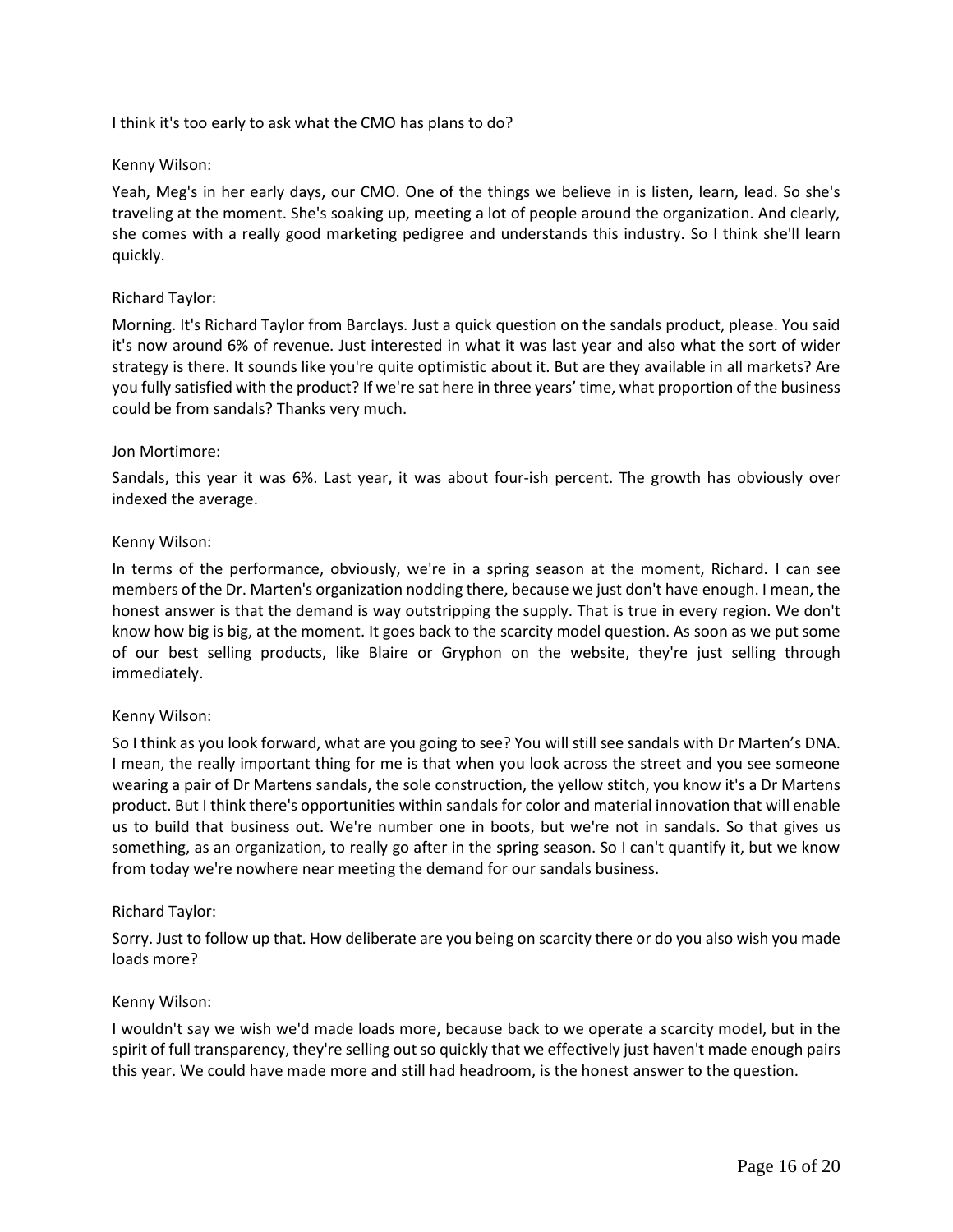I think it's too early to ask what the CMO has plans to do?

Kenny Wilson:

Yeah, Meg's in her early days, our CMO. One of the things we believe in is listen, learn, lead. So she's traveling at the moment. She's soaking up, meeting a lot of people around the organization. And clearly, she comes with a really good marketing pedigree and understands this industry. So I think she'll learn quickly.

Richard Taylor:

Morning. It's Richard Taylor from Barclays. Just a quick question on the sandals product, please. You said it's now around 6% of revenue. Just interested in what it was last year and also what the sort of wider strategy is there. It sounds like you're quite optimistic about it. But are they available in all markets? Are you fully satisfied with the product? If we're sat here in three years' time, what proportion of the business could be from sandals? Thanks very much.

Jon Mortimore:

Sandals, this year it was 6%. Last year, it was about four-ish percent. The growth has obviously over indexed the average.

Kenny Wilson:

In terms of the performance, obviously, we're in a spring season at the moment, Richard. I can see members of the Dr. Marten's organization nodding there, because we just don't have enough. I mean, the honest answer is that the demand is way outstripping the supply. That is true in every region. We don't know how big is big, at the moment. It goes back to the scarcity model question. As soon as we put some of our best selling products, like Blaire or Gryphon on the website, they're just selling through immediately.

Kenny Wilson:

So I think as you look forward, what are you going to see? You will still see sandals with Dr Marten's DNA. I mean, the really important thing for me is that when you look across the street and you see someone wearing a pair of Dr Martens sandals, the sole construction, the yellow stitch, you know it's a Dr Martens product. But I think there's opportunities within sandals for color and material innovation that will enable us to build that business out. We're number one in boots, but we're not in sandals. So that gives us something, as an organization, to really go after in the spring season. So I can't quantify it, but we know from today we're nowhere near meeting the demand for our sandals business.

Richard Taylor:

Sorry. Just to follow up that. How deliberate are you being on scarcity there or do you also wish you made loads more?

Kenny Wilson:

I wouldn't say we wish we'd made loads more, because back to we operate a scarcity model, but in the spirit of full transparency, they're selling out so quickly that we effectively just haven't made enough pairs this year. We could have made more and still had headroom, is the honest answer to the question.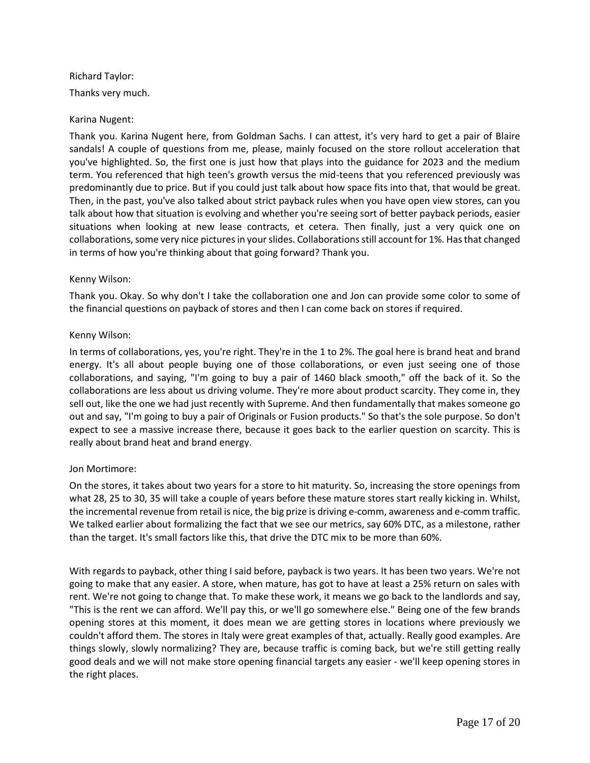Richard Taylor:

Thanks very much.

Karina Nugent:

Thank you. Karina Nugent here, from Goldman Sachs. I can attest, it's very hard to get a pair of Blaire sandals! A couple of questions from me, please, mainly focused on the store rollout acceleration that you've highlighted. So, the first one is just how that plays into the guidance for 2023 and the medium term. You referenced that high teen's growth versus the mid-teens that you referenced previously was predominantly due to price. But if you could just talk about how space fits into that, that would be great. Then, in the past, you've also talked about strict payback rules when you have open view stores, can you talk about how that situation is evolving and whether you're seeing sort of better payback periods, easier situations when looking at new lease contracts, et cetera. Then finally, just a very quick one on collaborations, some very nice pictures in your slides. Collaborations still account for 1%. Has that changed in terms of how you're thinking about that going forward? Thank you.

Kenny Wilson:

Thank you. Okay. So why don't I take the collaboration one and Jon can provide some color to some of the financial questions on payback of stores and then I can come back on stores if required.

Kenny Wilson:

In terms of collaborations, yes, you're right. They're in the 1 to 2%. The goal here is brand heat and brand energy. It's all about people buying one of those collaborations, or even just seeing one of those collaborations, and saying, "I'm going to buy a pair of 1460 black smooth," off the back of it. So the collaborations are less about us driving volume. They're more about product scarcity. They come in, they sell out, like the one we had just recently with Supreme. And then fundamentally that makes someone go out and say, "I'm going to buy a pair of Originals or Fusion products." So that's the sole purpose. So don't expect to see a massive increase there, because it goes back to the earlier question on scarcity. This is really about brand heat and brand energy.

Jon Mortimore:

On the stores, it takes about two years for a store to hit maturity. So, increasing the store openings from what 28, 25 to 30, 35 will take a couple of years before these mature stores start really kicking in. Whilst, the incremental revenue from retail is nice, the big prize is driving e-comm, awareness and e-comm traffic. We talked earlier about formalizing the fact that we see our metrics, say 60% DTC, as a milestone, rather than the target. It's small factors like this, that drive the DTC mix to be more than 60%.

With regards to payback, other thing I said before, payback is two years. It has been two years. We're not going to make that any easier. A store, when mature, has got to have at least a 25% return on sales with rent. We're not going to change that. To make these work, it means we go back to the landlords and say, "This is the rent we can afford. We'll pay this, or we'll go somewhere else." Being one of the few brands opening stores at this moment, it does mean we are getting stores in locations where previously we couldn't afford them. The stores in Italy were great examples of that, actually. Really good examples. Are things slowly, slowly normalizing? They are, because traffic is coming back, but we're still getting really good deals and we will not make store opening financial targets any easier - we'll keep opening stores in the right places.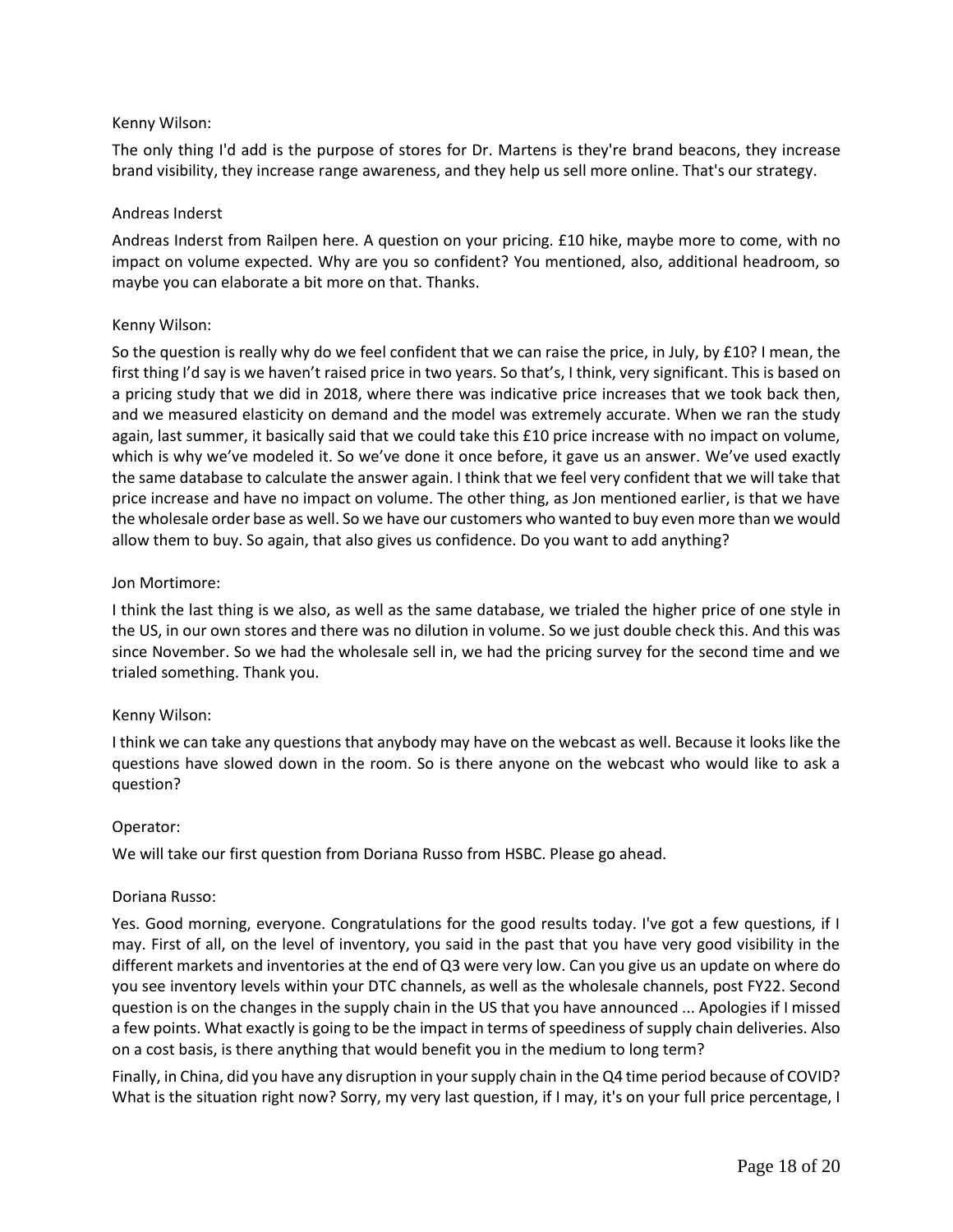Kenny Wilson:

The only thing I'd add is the purpose of stores for Dr. Martens is they're brand beacons, they increase brand visibility, they increase range awareness, and they help us sell more online. That's our strategy.

Andreas Inderst

Andreas Inderst from Railpen here. A question on your pricing. £10 hike, maybe more to come, with no impact on volume expected. Why are you so confident? You mentioned, also, additional headroom, so maybe you can elaborate a bit more on that. Thanks.

Kenny Wilson:

So the question is really why do we feel confident that we can raise the price, in July, by £10? I mean, the first thing I'd say is we haven't raised price in two years. So that's, I think, very significant. This is based on a pricing study that we did in 2018, where there was indicative price increases that we took back then, and we measured elasticity on demand and the model was extremely accurate. When we ran the study again, last summer, it basically said that we could take this £10 price increase with no impact on volume, which is why we've modeled it. So we've done it once before, it gave us an answer. We've used exactly the same database to calculate the answer again. I think that we feel very confident that we will take that price increase and have no impact on volume. The other thing, as Jon mentioned earlier, is that we have the wholesale order base as well. So we have our customers who wanted to buy even more than we would allow them to buy. So again, that also gives us confidence. Do you want to add anything?

Jon Mortimore:

I think the last thing is we also, as well as the same database, we trialed the higher price of one style in the US, in our own stores and there was no dilution in volume. So we just double check this. And this was since November. So we had the wholesale sell in, we had the pricing survey for the second time and we trialed something. Thank you.

Kenny Wilson:

I think we can take any questions that anybody may have on the webcast as well. Because it looks like the questions have slowed down in the room. So is there anyone on the webcast who would like to ask a question?

Operator:

We will take our first question from Doriana Russo from HSBC. Please go ahead.

Doriana Russo:

Yes. Good morning, everyone. Congratulations for the good results today. I've got a few questions, if I may. First of all, on the level of inventory, you said in the past that you have very good visibility in the different markets and inventories at the end of Q3 were very low. Can you give us an update on where do you see inventory levels within your DTC channels, as well as the wholesale channels, post FY22. Second question is on the changes in the supply chain in the US that you have announced ... Apologies if I missed a few points. What exactly is going to be the impact in terms of speediness of supply chain deliveries. Also on a cost basis, is there anything that would benefit you in the medium to long term?

Finally, in China, did you have any disruption in your supply chain in the Q4 time period because of COVID? What is the situation right now? Sorry, my very last question, if I may, it's on your full price percentage, I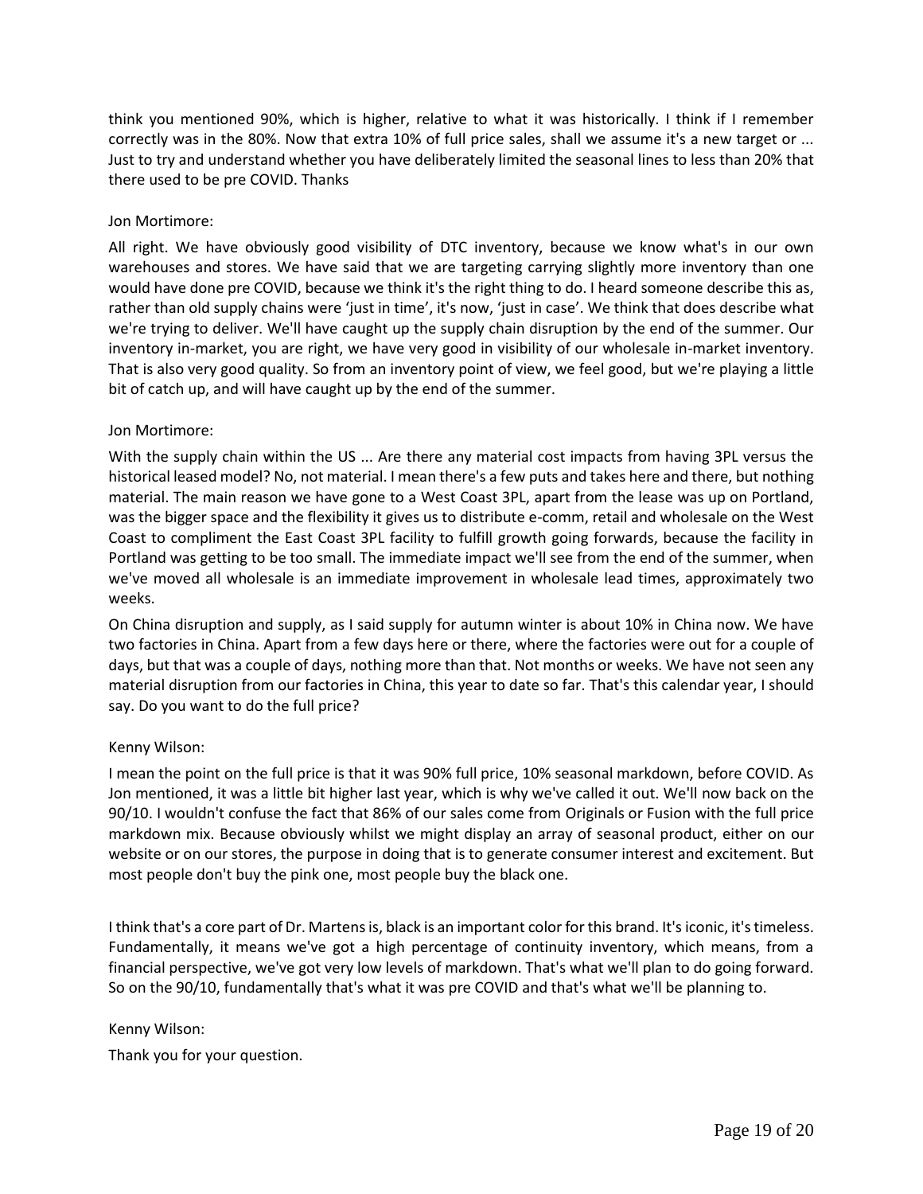think you mentioned 90%, which is higher, relative to what it was historically. I think if I remember correctly was in the 80%. Now that extra 10% of full price sales, shall we assume it's a new target or ... Just to try and understand whether you have deliberately limited the seasonal lines to less than 20% that there used to be pre COVID. Thanks

Jon Mortimore:

All right. We have obviously good visibility of DTC inventory, because we know what's in our own warehouses and stores. We have said that we are targeting carrying slightly more inventory than one would have done pre COVID, because we think it's the right thing to do. I heard someone describe this as, rather than old supply chains were 'just in time', it's now, 'just in case'. We think that does describe what we're trying to deliver. We'll have caught up the supply chain disruption by the end of the summer. Our inventory in-market, you are right, we have very good in visibility of our wholesale in-market inventory. That is also very good quality. So from an inventory point of view, we feel good, but we're playing a little bit of catch up, and will have caught up by the end of the summer.

Jon Mortimore:

With the supply chain within the US ... Are there any material cost impacts from having 3PL versus the historical leased model? No, not material. I mean there's a few puts and takes here and there, but nothing material. The main reason we have gone to a West Coast 3PL, apart from the lease was up on Portland, was the bigger space and the flexibility it gives us to distribute e-comm, retail and wholesale on the West Coast to compliment the East Coast 3PL facility to fulfill growth going forwards, because the facility in Portland was getting to be too small. The immediate impact we'll see from the end of the summer, when we've moved all wholesale is an immediate improvement in wholesale lead times, approximately two weeks.

On China disruption and supply, as I said supply for autumn winter is about 10% in China now. We have two factories in China. Apart from a few days here or there, where the factories were out for a couple of days, but that was a couple of days, nothing more than that. Not months or weeks. We have not seen any material disruption from our factories in China, this year to date so far. That's this calendar year, I should say. Do you want to do the full price?

Kenny Wilson:

I mean the point on the full price is that it was 90% full price, 10% seasonal markdown, before COVID. As Jon mentioned, it was a little bit higher last year, which is why we've called it out. We'll now back on the 90/10. I wouldn't confuse the fact that 86% of our sales come from Originals or Fusion with the full price markdown mix. Because obviously whilst we might display an array of seasonal product, either on our website or on our stores, the purpose in doing that is to generate consumer interest and excitement. But most people don't buy the pink one, most people buy the black one.

I think that's a core part of Dr. Martens is, black is an important color for this brand. It's iconic, it's timeless. Fundamentally, it means we've got a high percentage of continuity inventory, which means, from a financial perspective, we've got very low levels of markdown. That's what we'll plan to do going forward. So on the 90/10, fundamentally that's what it was pre COVID and that's what we'll be planning to.

Kenny Wilson:

Thank you for your question.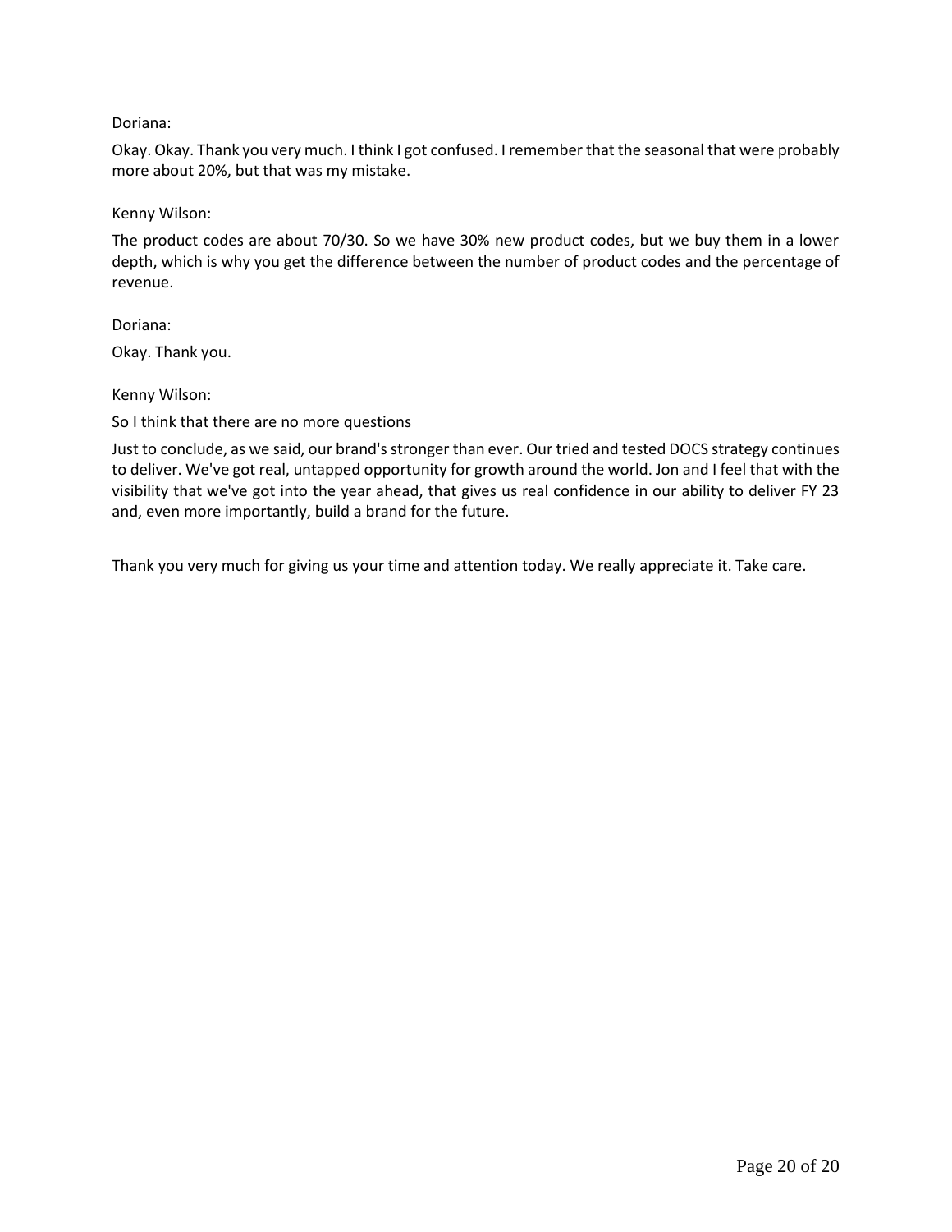Doriana:

Okay. Okay. Thank you very much. I think I got confused. I remember that the seasonal that were probably more about 20%, but that was my mistake.

Kenny Wilson:

The product codes are about 70/30. So we have 30% new product codes, but we buy them in a lower depth, which is why you get the difference between the number of product codes and the percentage of revenue.

Doriana:

Okay. Thank you.

Kenny Wilson:

So I think that there are no more questions

Just to conclude, as we said, our brand's stronger than ever. Our tried and tested DOCS strategy continues to deliver. We've got real, untapped opportunity for growth around the world. Jon and I feel that with the visibility that we've got into the year ahead, that gives us real confidence in our ability to deliver FY 23 and, even more importantly, build a brand for the future.

Thank you very much for giving us your time and attention today. We really appreciate it. Take care.